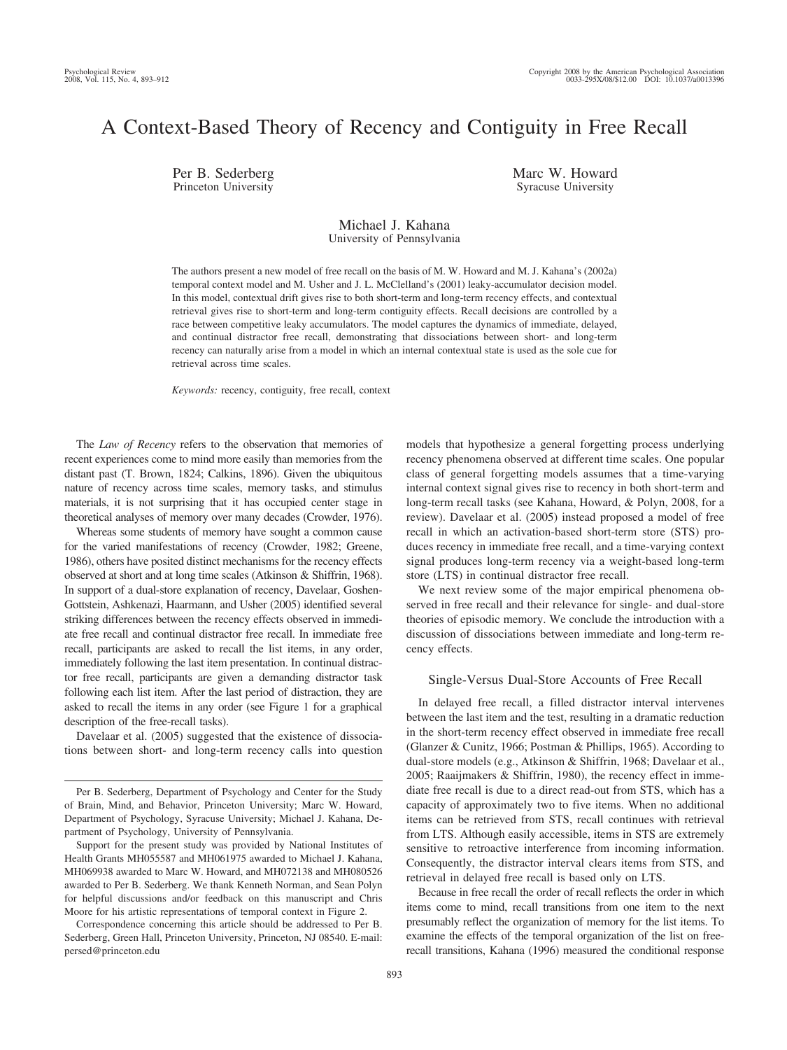# A Context-Based Theory of Recency and Contiguity in Free Recall

Per B. Sederberg
Princeton University

Marc W. Howard
Syracuse University

Michael J. Kahana
University of Pennsylvania

The authors present a new model of free recall on the basis of M. W. Howard and M. J. Kahana's (2002a) temporal context model and M. Usher and J. L. McClelland's (2001) leaky-accumulator decision model. In this model, contextual drift gives rise to both short-term and long-term recency effects, and contextual retrieval gives rise to short-term and long-term contiguity effects. Recall decisions are controlled by a race between competitive leaky accumulators. The model captures the dynamics of immediate, delayed, and continual distractor free recall, demonstrating that dissociations between short- and long-term recency can naturally arise from a model in which an internal contextual state is used as the sole cue for retrieval across time scales.

*Keywords:* recency, contiguity, free recall, context

The *Law of Recency* refers to the observation that memories of recent experiences come to mind more easily than memories from the distant past (T. Brown, 1824; Calkins, 1896). Given the ubiquitous nature of recency across time scales, memory tasks, and stimulus materials, it is not surprising that it has occupied center stage in theoretical analyses of memory over many decades (Crowder, 1976).

Whereas some students of memory have sought a common cause for the varied manifestations of recency (Crowder, 1982; Greene, 1986), others have posited distinct mechanisms for the recency effects observed at short and at long time scales (Atkinson & Shiffrin, 1968). In support of a dual-store explanation of recency, Davelaar, Goshen-Gottstein, Ashkenazi, Haarmann, and Usher (2005) identified several striking differences between the recency effects observed in immediate free recall and continual distractor free recall. In immediate free recall, participants are asked to recall the list items, in any order, immediately following the last item presentation. In continual distractor free recall, participants are given a demanding distractor task following each list item. After the last period of distraction, they are asked to recall the items in any order (see Figure 1 for a graphical description of the free-recall tasks).

Davelaar et al. (2005) suggested that the existence of dissociations between short- and long-term recency calls into question models that hypothesize a general forgetting process underlying recency phenomena observed at different time scales. One popular class of general forgetting models assumes that a time-varying internal context signal gives rise to recency in both short-term and long-term recall tasks (see Kahana, Howard, & Polyn, 2008, for a review). Davelaar et al. (2005) instead proposed a model of free recall in which an activation-based short-term store (STS) produces recency in immediate free recall, and a time-varying context signal produces long-term recency via a weight-based long-term store (LTS) in continual distractor free recall.

We next review some of the major empirical phenomena observed in free recall and their relevance for single- and dual-store theories of episodic memory. We conclude the introduction with a discussion of dissociations between immediate and long-term recency effects.

## Single-Versus Dual-Store Accounts of Free Recall

In delayed free recall, a filled distractor interval intervenes between the last item and the test, resulting in a dramatic reduction in the short-term recency effect observed in immediate free recall (Glanzer & Cunitz, 1966; Postman & Phillips, 1965). According to dual-store models (e.g., Atkinson & Shiffrin, 1968; Davelaar et al., 2005; Raaijmakers & Shiffrin, 1980), the recency effect in immediate free recall is due to a direct read-out from STS, which has a capacity of approximately two to five items. When no additional items can be retrieved from STS, recall continues with retrieval from LTS. Although easily accessible, items in STS are extremely sensitive to retroactive interference from incoming information. Consequently, the distractor interval clears items from STS, and retrieval in delayed free recall is based only on LTS.

Because in free recall the order of recall reflects the order in which items come to mind, recall transitions from one item to the next presumably reflect the organization of memory for the list items. To examine the effects of the temporal organization of the list on free-recall transitions, Kahana (1996) measured the conditional response

---

Per B. Sederberg, Department of Psychology and Center for the Study of Brain, Mind, and Behavior, Princeton University; Marc W. Howard, Department of Psychology, Syracuse University; Michael J. Kahana, Department of Psychology, University of Pennsylvania.

Support for the present study was provided by National Institutes of Health Grants MH055587 and MH061975 awarded to Michael J. Kahana, MH069938 awarded to Marc W. Howard, and MH072138 and MH080526 awarded to Per B. Sederberg. We thank Kenneth Norman, and Sean Polyn for helpful discussions and/or feedback on this manuscript and Chris Moore for his artistic representations of temporal context in Figure 2.

Correspondence concerning this article should be addressed to Per B. Sederberg, Green Hall, Princeton University, Princeton, NJ 08540. E-mail: persed@princeton.edu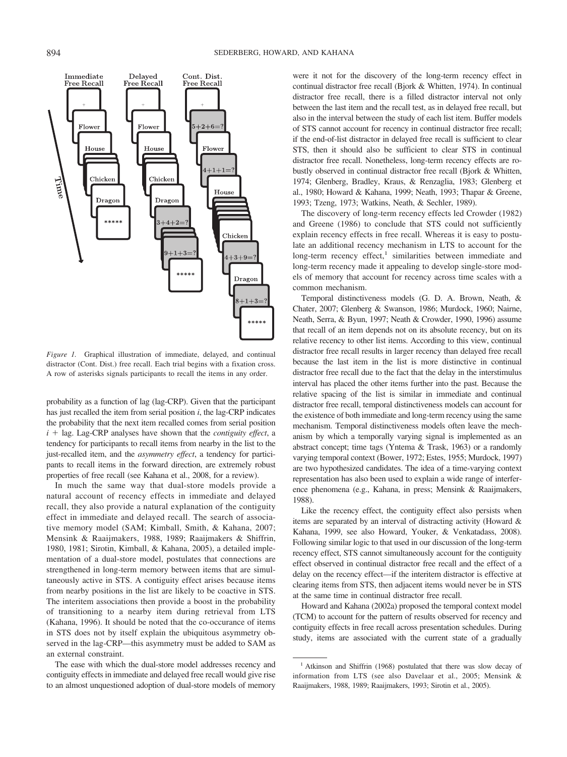Immediate Free Recall

Delayed Free Recall

Cont. Dist. Free Recall

Time

+

Flower

House

Chicken

Dragon

*****

5+2+6=?

4+1+1=?

3+4+2=?

9+1+3=?

4+3+9=?

8+1+3=?

*Figure 1.* Graphical illustration of immediate, delayed, and continual distractor (Cont. Dist.) free recall. Each trial begins with a fixation cross. A row of asterisks signals participants to recall the items in any order.

probability as a function of lag (lag-CRP). Given that the participant has just recalled the item from serial position $i$, the lag-CRP indicates the probability that the next item recalled comes from serial position $i$ + lag. Lag-CRP analyses have shown that the *contiguity effect*, a tendency for participants to recall items from nearby in the list to the just-recalled item, and the *asymmetry effect*, a tendency for participants to recall items in the forward direction, are extremely robust properties of free recall (see Kahana et al., 2008, for a review).

In much the same way that dual-store models provide a natural account of recency effects in immediate and delayed recall, they also provide a natural explanation of the contiguity effect in immediate and delayed recall. The search of associative memory model (SAM; Kimball, Smith, & Kahana, 2007; Mensink & Raaijmakers, 1988, 1989; Raaijmakers & Shiffrin, 1980, 1981; Sirotin, Kimball, & Kahana, 2005), a detailed implementation of a dual-store model, postulates that connections are strengthened in long-term memory between items that are simultaneously active in STS. A contiguity effect arises because items from nearby positions in the list are likely to be coactive in STS. The interitem associations then provide a boost in the probability of transitioning to a nearby item during retrieval from LTS (Kahana, 1996). It should be noted that the co-occurance of items in STS does not by itself explain the ubiquitous asymmetry observed in the lag-CRP—this asymmetry must be added to SAM as an external constraint.

The ease with which the dual-store model addresses recency and contiguity effects in immediate and delayed free recall would give rise to an almost unquestioned adoption of dual-store models of memory were it not for the discovery of the long-term recency effect in continual distractor free recall (Bjork & Whitten, 1974). In continual distractor free recall, there is a filled distractor interval not only between the last item and the recall test, as in delayed free recall, but also in the interval between the study of each list item. Buffer models of STS cannot account for recency in continual distractor free recall; if the end-of-list distractor in delayed free recall is sufficient to clear STS, then it should also be sufficient to clear STS in continual distractor free recall. Nonetheless, long-term recency effects are robustly observed in continual distractor free recall (Bjork & Whitten, 1974; Glenberg, Bradley, Kraus, & Renzaglia, 1983; Glenberg et al., 1980; Howard & Kahana, 1999; Neath, 1993; Thapar & Greene, 1993; Tzeng, 1973; Watkins, Neath, & Sechler, 1989).

The discovery of long-term recency effects led Crowder (1982) and Greene (1986) to conclude that STS could not sufficiently explain recency effects in free recall. Whereas it is easy to postulate an additional recency mechanism in LTS to account for the long-term recency effect,[1] similarities between immediate and long-term recency made it appealing to develop single-store models of memory that account for recency across time scales with a common mechanism.

Temporal distinctiveness models (G. D. A. Brown, Neath, & Chater, 2007; Glenberg & Swanson, 1986; Murdock, 1960; Nairne, Neath, Serra, & Byun, 1997; Neath & Crowder, 1990, 1996) assume that recall of an item depends not on its absolute recency, but on its relative recency to other list items. According to this view, continual distractor free recall results in larger recency than delayed free recall because the last item in the list is more distinctive in continual distractor free recall due to the fact that the delay in the interstimulus interval has placed the other items further into the past. Because the relative spacing of the list is similar in immediate and continual distractor free recall, temporal distinctiveness models can account for the existence of both immediate and long-term recency using the same mechanism. Temporal distinctiveness models often leave the mechanism by which a temporally varying signal is implemented as an abstract concept; time tags (Yntema & Trask, 1963) or a randomly varying temporal context (Bower, 1972; Estes, 1955; Murdock, 1997) are two hypothesized candidates. The idea of a time-varying context representation has also been used to explain a wide range of interference phenomena (e.g., Kahana, in press; Mensink & Raaijmakers, 1988).

Like the recency effect, the contiguity effect also persists when items are separated by an interval of distracting activity (Howard & Kahana, 1999, see also Howard, Youker, & Venkatadass, 2008). Following similar logic to that used in our discussion of the long-term recency effect, STS cannot simultaneously account for the contiguity effect observed in continual distractor free recall and the effect of a delay on the recency effect—if the interitem distractor is effective at clearing items from STS, then adjacent items would never be in STS at the same time in continual distractor free recall.

Howard and Kahana (2002a) proposed the temporal context model (TCM) to account for the pattern of results observed for recency and contiguity effects in free recall across presentation schedules. During study, items are associated with the current state of a gradually

[1] Atkinson and Shiffrin (1968) postulated that there was slow decay of information from LTS (see also Davelaar et al., 2005; Mensink & Raaijmakers, 1988, 1989; Raaijmakers, 1993; Sirotin et al., 2005).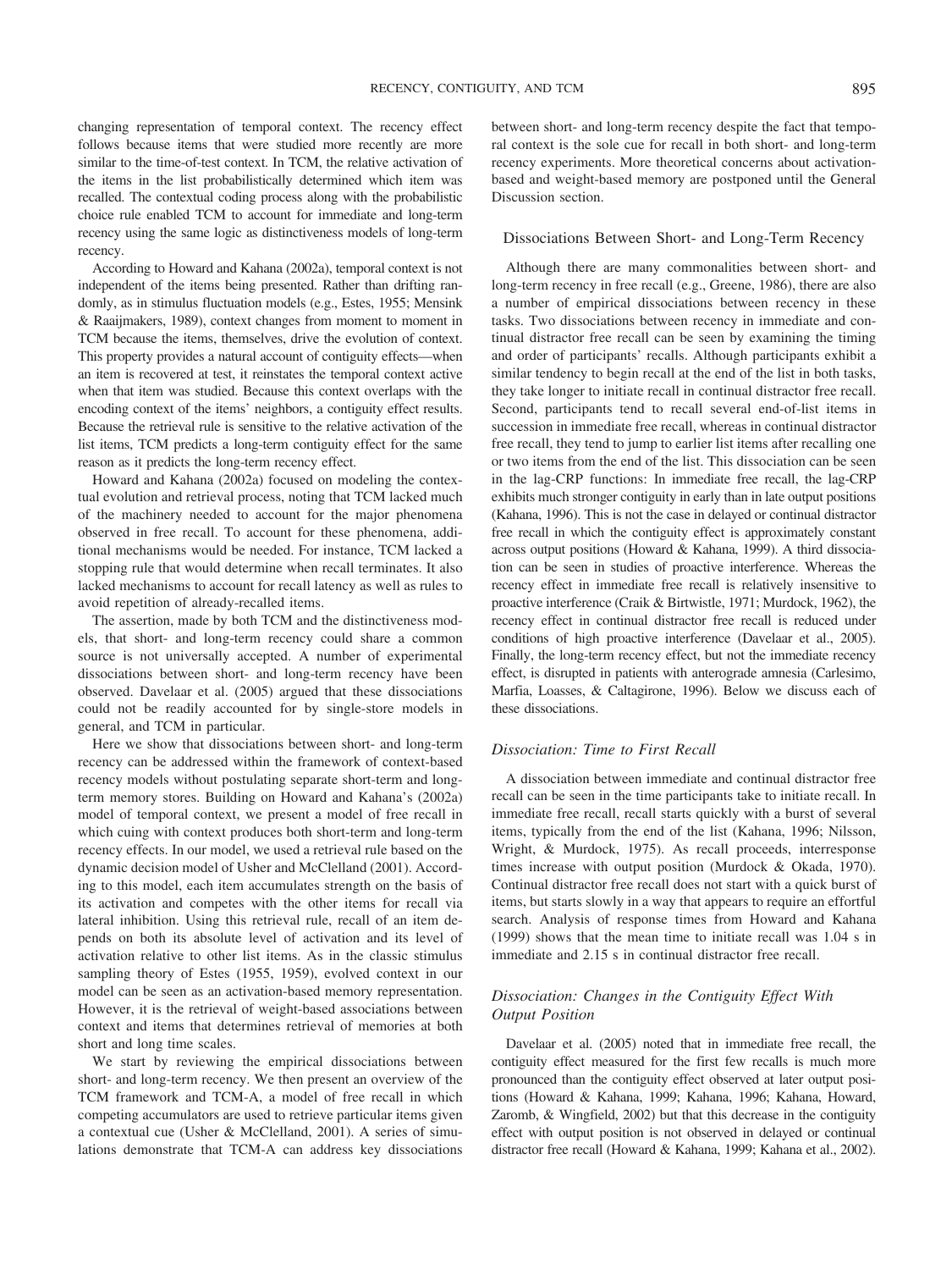changing representation of temporal context. The recency effect follows because items that were studied more recently are more similar to the time-of-test context. In TCM, the relative activation of the items in the list probabilistically determined which item was recalled. The contextual coding process along with the probabilistic choice rule enabled TCM to account for immediate and long-term recency using the same logic as distinctiveness models of long-term recency.

According to Howard and Kahana (2002a), temporal context is not independent of the items being presented. Rather than drifting randomly, as in stimulus fluctuation models (e.g., Estes, 1955; Mensink & Raaijmakers, 1989), context changes from moment to moment in TCM because the items, themselves, drive the evolution of context. This property provides a natural account of contiguity effects—when an item is recovered at test, it reinstates the temporal context active when that item was studied. Because this context overlaps with the encoding context of the items' neighbors, a contiguity effect results. Because the retrieval rule is sensitive to the relative activation of the list items, TCM predicts a long-term contiguity effect for the same reason as it predicts the long-term recency effect.

Howard and Kahana (2002a) focused on modeling the contextual evolution and retrieval process, noting that TCM lacked much of the machinery needed to account for the major phenomena observed in free recall. To account for these phenomena, additional mechanisms would be needed. For instance, TCM lacked a stopping rule that would determine when recall terminates. It also lacked mechanisms to account for recall latency as well as rules to avoid repetition of already-recalled items.

The assertion, made by both TCM and the distinctiveness models, that short- and long-term recency could share a common source is not universally accepted. A number of experimental dissociations between short- and long-term recency have been observed. Davelaar et al. (2005) argued that these dissociations could not be readily accounted for by single-store models in general, and TCM in particular.

Here we show that dissociations between short- and long-term recency can be addressed within the framework of context-based recency models without postulating separate short-term and long-term memory stores. Building on Howard and Kahana's (2002a) model of temporal context, we present a model of free recall in which cuing with context produces both short-term and long-term recency effects. In our model, we used a retrieval rule based on the dynamic decision model of Usher and McClelland (2001). According to this model, each item accumulates strength on the basis of its activation and competes with the other items for recall via lateral inhibition. Using this retrieval rule, recall of an item depends on both its absolute level of activation and its level of activation relative to other list items. As in the classic stimulus sampling theory of Estes (1955, 1959), evolved context in our model can be seen as an activation-based memory representation. However, it is the retrieval of weight-based associations between context and items that determines retrieval of memories at both short and long time scales.

We start by reviewing the empirical dissociations between short- and long-term recency. We then present an overview of the TCM framework and TCM-A, a model of free recall in which competing accumulators are used to retrieve particular items given a contextual cue (Usher & McClelland, 2001). A series of simulations demonstrate that TCM-A can address key dissociations between short- and long-term recency despite the fact that temporal context is the sole cue for recall in both short- and long-term recency experiments. More theoretical concerns about activation-based and weight-based memory are postponed until the General Discussion section.

## Dissociations Between Short- and Long-Term Recency

Although there are many commonalities between short- and long-term recency in free recall (e.g., Greene, 1986), there are also a number of empirical dissociations between recency in these tasks. Two dissociations between recency in immediate and continual distractor free recall can be seen by examining the timing and order of participants' recalls. Although participants exhibit a similar tendency to begin recall at the end of the list in both tasks, they take longer to initiate recall in continual distractor free recall. Second, participants tend to recall several end-of-list items in succession in immediate free recall, whereas in continual distractor free recall, they tend to jump to earlier list items after recalling one or two items from the end of the list. This dissociation can be seen in the lag-CRP functions: In immediate free recall, the lag-CRP exhibits much stronger contiguity in early than in late output positions (Kahana, 1996). This is not the case in delayed or continual distractor free recall in which the contiguity effect is approximately constant across output positions (Howard & Kahana, 1999). A third dissociation can be seen in studies of proactive interference. Whereas the recency effect in immediate free recall is relatively insensitive to proactive interference (Craik & Birtwistle, 1971; Murdock, 1962), the recency effect in continual distractor free recall is reduced under conditions of high proactive interference (Davelaar et al., 2005). Finally, the long-term recency effect, but not the immediate recency effect, is disrupted in patients with anterograde amnesia (Carlesimo, Marfia, Loasses, & Caltagirone, 1996). Below we discuss each of these dissociations.

### *Dissociation: Time to First Recall*

A dissociation between immediate and continual distractor free recall can be seen in the time participants take to initiate recall. In immediate free recall, recall starts quickly with a burst of several items, typically from the end of the list (Kahana, 1996; Nilsson, Wright, & Murdock, 1975). As recall proceeds, interresponse times increase with output position (Murdock & Okada, 1970). Continual distractor free recall does not start with a quick burst of items, but starts slowly in a way that appears to require an effortful search. Analysis of response times from Howard and Kahana (1999) shows that the mean time to initiate recall was 1.04 s in immediate and 2.15 s in continual distractor free recall.

### *Dissociation: Changes in the Contiguity Effect With Output Position*

Davelaar et al. (2005) noted that in immediate free recall, the contiguity effect measured for the first few recalls is much more pronounced than the contiguity effect observed at later output positions (Howard & Kahana, 1999; Kahana, 1996; Kahana, Howard, Zaromb, & Wingfield, 2002) but that this decrease in the contiguity effect with output position is not observed in delayed or continual distractor free recall (Howard & Kahana, 1999; Kahana et al., 2002).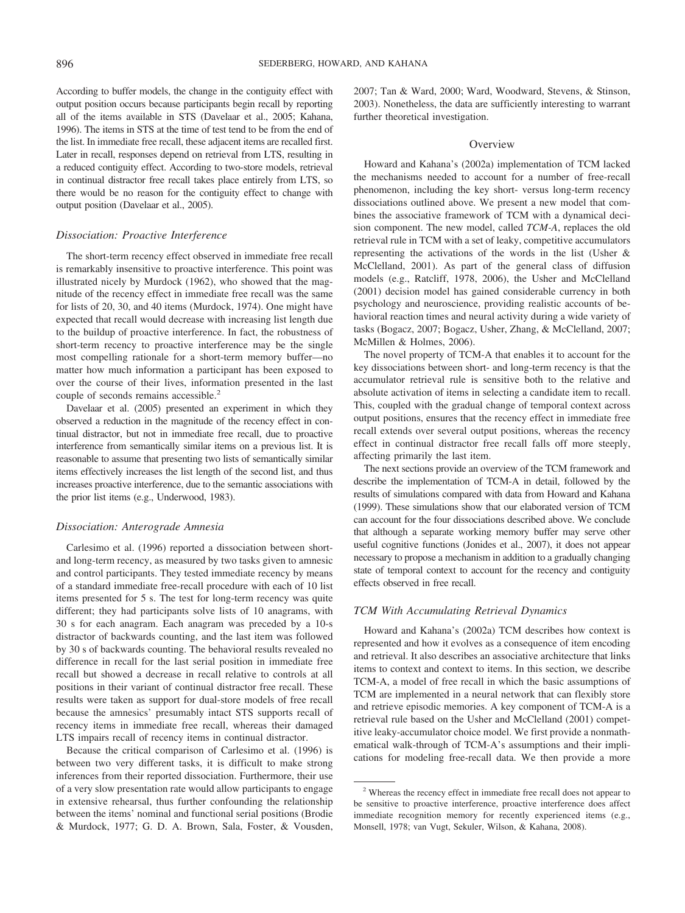According to buffer models, the change in the contiguity effect with output position occurs because participants begin recall by reporting all of the items available in STS (Davelaar et al., 2005; Kahana, 1996). The items in STS at the time of test tend to be from the end of the list. In immediate free recall, these adjacent items are recalled first. Later in recall, responses depend on retrieval from LTS, resulting in a reduced contiguity effect. According to two-store models, retrieval in continual distractor free recall takes place entirely from LTS, so there would be no reason for the contiguity effect to change with output position (Davelaar et al., 2005).

### *Dissociation: Proactive Interference*

The short-term recency effect observed in immediate free recall is remarkably insensitive to proactive interference. This point was illustrated nicely by Murdock (1962), who showed that the magnitude of the recency effect in immediate free recall was the same for lists of 20, 30, and 40 items (Murdock, 1974). One might have expected that recall would decrease with increasing list length due to the buildup of proactive interference. In fact, the robustness of short-term recency to proactive interference may be the single most compelling rationale for a short-term memory buffer—no matter how much information a participant has been exposed to over the course of their lives, information presented in the last couple of seconds remains accessible.[2]

Davelaar et al. (2005) presented an experiment in which they observed a reduction in the magnitude of the recency effect in continual distractor, but not in immediate free recall, due to proactive interference from semantically similar items on a previous list. It is reasonable to assume that presenting two lists of semantically similar items effectively increases the list length of the second list, and thus increases proactive interference, due to the semantic associations with the prior list items (e.g., Underwood, 1983).

### *Dissociation: Anterograde Amnesia*

Carlesimo et al. (1996) reported a dissociation between short- and long-term recency, as measured by two tasks given to amnesic and control participants. They tested immediate recency by means of a standard immediate free-recall procedure with each of 10 list items presented for 5 s. The test for long-term recency was quite different; they had participants solve lists of 10 anagrams, with 30 s for each anagram. Each anagram was preceded by a 10-s distractor of backwards counting, and the last item was followed by 30 s of backwards counting. The behavioral results revealed no difference in recall for the last serial position in immediate free recall but showed a decrease in recall relative to controls at all positions in their variant of continual distractor free recall. These results were taken as support for dual-store models of free recall because the amnesics' presumably intact STS supports recall of recency items in immediate free recall, whereas their damaged LTS impairs recall of recency items in continual distractor.

Because the critical comparison of Carlesimo et al. (1996) is between two very different tasks, it is difficult to make strong inferences from their reported dissociation. Furthermore, their use of a very slow presentation rate would allow participants to engage in extensive rehearsal, thus further confounding the relationship between the items' nominal and functional serial positions (Brodie & Murdock, 1977; G. D. A. Brown, Sala, Foster, & Vousden, 2007; Tan & Ward, 2000; Ward, Woodward, Stevens, & Stinson, 2003). Nonetheless, the data are sufficiently interesting to warrant further theoretical investigation.

## Overview

Howard and Kahana's (2002a) implementation of TCM lacked the mechanisms needed to account for a number of free-recall phenomenon, including the key short- versus long-term recency dissociations outlined above. We present a new model that combines the associative framework of TCM with a dynamical decision component. The new model, called *TCM-A*, replaces the old retrieval rule in TCM with a set of leaky, competitive accumulators representing the activations of the words in the list (Usher & McClelland, 2001). As part of the general class of diffusion models (e.g., Ratcliff, 1978, 2006), the Usher and McClelland (2001) decision model has gained considerable currency in both psychology and neuroscience, providing realistic accounts of behavioral reaction times and neural activity during a wide variety of tasks (Bogacz, 2007; Bogacz, Usher, Zhang, & McClelland, 2007; McMillen & Holmes, 2006).

The novel property of TCM-A that enables it to account for the key dissociations between short- and long-term recency is that the accumulator retrieval rule is sensitive both to the relative and absolute activation of items in selecting a candidate item to recall. This, coupled with the gradual change of temporal context across output positions, ensures that the recency effect in immediate free recall extends over several output positions, whereas the recency effect in continual distractor free recall falls off more steeply, affecting primarily the last item.

The next sections provide an overview of the TCM framework and describe the implementation of TCM-A in detail, followed by the results of simulations compared with data from Howard and Kahana (1999). These simulations show that our elaborated version of TCM can account for the four dissociations described above. We conclude that although a separate working memory buffer may serve other useful cognitive functions (Jonides et al., 2007), it does not appear necessary to propose a mechanism in addition to a gradually changing state of temporal context to account for the recency and contiguity effects observed in free recall.

### *TCM With Accumulating Retrieval Dynamics*

Howard and Kahana's (2002a) TCM describes how context is represented and how it evolves as a consequence of item encoding and retrieval. It also describes an associative architecture that links items to context and context to items. In this section, we describe TCM-A, a model of free recall in which the basic assumptions of TCM are implemented in a neural network that can flexibly store and retrieve episodic memories. A key component of TCM-A is a retrieval rule based on the Usher and McClelland (2001) competitive leaky-accumulator choice model. We first provide a nonmathematical walk-through of TCM-A's assumptions and their implications for modeling free-recall data. We then provide a more

[2] Whereas the recency effect in immediate free recall does not appear to be sensitive to proactive interference, proactive interference does affect immediate recognition memory for recently experienced items (e.g., Monsell, 1978; van Vugt, Sekuler, Wilson, & Kahana, 2008).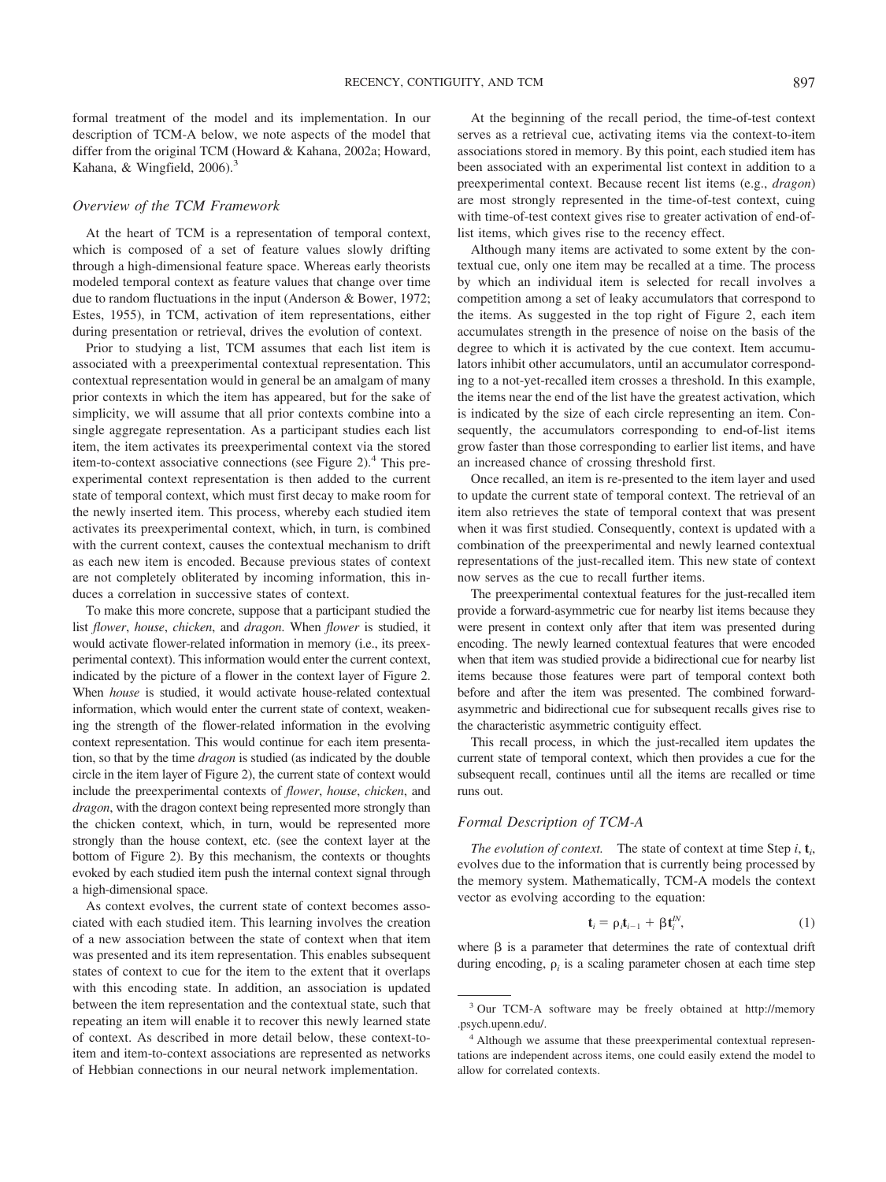formal treatment of the model and its implementation. In our description of TCM-A below, we note aspects of the model that differ from the original TCM (Howard & Kahana, 2002a; Howard, Kahana, & Wingfield, 2006).[3]

### Overview of the TCM Framework

At the heart of TCM is a representation of temporal context, which is composed of a set of feature values slowly drifting through a high-dimensional feature space. Whereas early theorists modeled temporal context as feature values that change over time due to random fluctuations in the input (Anderson & Bower, 1972; Estes, 1955), in TCM, activation of item representations, either during presentation or retrieval, drives the evolution of context.

Prior to studying a list, TCM assumes that each list item is associated with a preexperimental contextual representation. This contextual representation would in general be an amalgam of many prior contexts in which the item has appeared, but for the sake of simplicity, we will assume that all prior contexts combine into a single aggregate representation. As a participant studies each list item, the item activates its preexperimental context via the stored item-to-context associative connections (see Figure 2).[4] This preexperimental context representation is then added to the current state of temporal context, which must first decay to make room for the newly inserted item. This process, whereby each studied item activates its preexperimental context, which, in turn, is combined with the current context, causes the contextual mechanism to drift as each new item is encoded. Because previous states of context are not completely obliterated by incoming information, this induces a correlation in successive states of context.

To make this more concrete, suppose that a participant studied the list *flower*, *house*, *chicken*, and *dragon*. When *flower* is studied, it would activate flower-related information in memory (i.e., its preexperimental context). This information would enter the current context, indicated by the picture of a flower in the context layer of Figure 2. When *house* is studied, it would activate house-related contextual information, which would enter the current state of context, weakening the strength of the flower-related information in the evolving context representation. This would continue for each item presentation, so that by the time *dragon* is studied (as indicated by the double circle in the item layer of Figure 2), the current state of context would include the preexperimental contexts of *flower*, *house*, *chicken*, and *dragon*, with the dragon context being represented more strongly than the chicken context, which, in turn, would be represented more strongly than the house context, etc. (see the context layer at the bottom of Figure 2). By this mechanism, the contexts or thoughts evoked by each studied item push the internal context signal through a high-dimensional space.

As context evolves, the current state of context becomes associated with each studied item. This learning involves the creation of a new association between the state of context when that item was presented and its item representation. This enables subsequent states of context to cue for the item to the extent that it overlaps with this encoding state. In addition, an association is updated between the item representation and the contextual state, such that repeating an item will enable it to recover this newly learned state of context. As described in more detail below, these context-to-item and item-to-context associations are represented as networks of Hebbian connections in our neural network implementation.

At the beginning of the recall period, the time-of-test context serves as a retrieval cue, activating items via the context-to-item associations stored in memory. By this point, each studied item has been associated with an experimental list context in addition to a preexperimental context. Because recent list items (e.g., *dragon*) are most strongly represented in the time-of-test context, cuing with time-of-test context gives rise to greater activation of end-of-list items, which gives rise to the recency effect.

Although many items are activated to some extent by the contextual cue, only one item may be recalled at a time. The process by which an individual item is selected for recall involves a competition among a set of leaky accumulators that correspond to the items. As suggested in the top right of Figure 2, each item accumulates strength in the presence of noise on the basis of the degree to which it is activated by the cue context. Item accumulators inhibit other accumulators, until an accumulator corresponding to a not-yet-recalled item crosses a threshold. In this example, the items near the end of the list have the greatest activation, which is indicated by the size of each circle representing an item. Consequently, the accumulators corresponding to end-of-list items grow faster than those corresponding to earlier list items, and have an increased chance of crossing threshold first.

Once recalled, an item is re-presented to the item layer and used to update the current state of temporal context. The retrieval of an item also retrieves the state of temporal context that was present when it was first studied. Consequently, context is updated with a combination of the preexperimental and newly learned contextual representations of the just-recalled item. This new state of context now serves as the cue to recall further items.

The preexperimental contextual features for the just-recalled item provide a forward-asymmetric cue for nearby list items because they were present in context only after that item was presented during encoding. The newly learned contextual features that were encoded when that item was studied provide a bidirectional cue for nearby list items because those features were part of temporal context both before and after the item was presented. The combined forward-asymmetric and bidirectional cue for subsequent recalls gives rise to the characteristic asymmetric contiguity effect.

This recall process, in which the just-recalled item updates the current state of temporal context, which then provides a cue for the subsequent recall, continues until all the items are recalled or time runs out.

### Formal Description of TCM-A

*The evolution of context.* The state of context at time Step $i$, $\mathbf{t}_i$, evolves due to the information that is currently being processed by the memory system. Mathematically, TCM-A models the context vector as evolving according to the equation:

$$\mathbf{t}_i = \rho_i \mathbf{t}_{i-1} + \beta \mathbf{t}_i^{IN}, \tag{1}$$

where $\beta$ is a parameter that determines the rate of contextual drift during encoding, $\rho_i$ is a scaling parameter chosen at each time step

[3] Our TCM-A software may be freely obtained at http://memory.psych.upenn.edu/.

[4] Although we assume that these preexperimental contextual representations are independent across items, one could easily extend the model to allow for correlated contexts.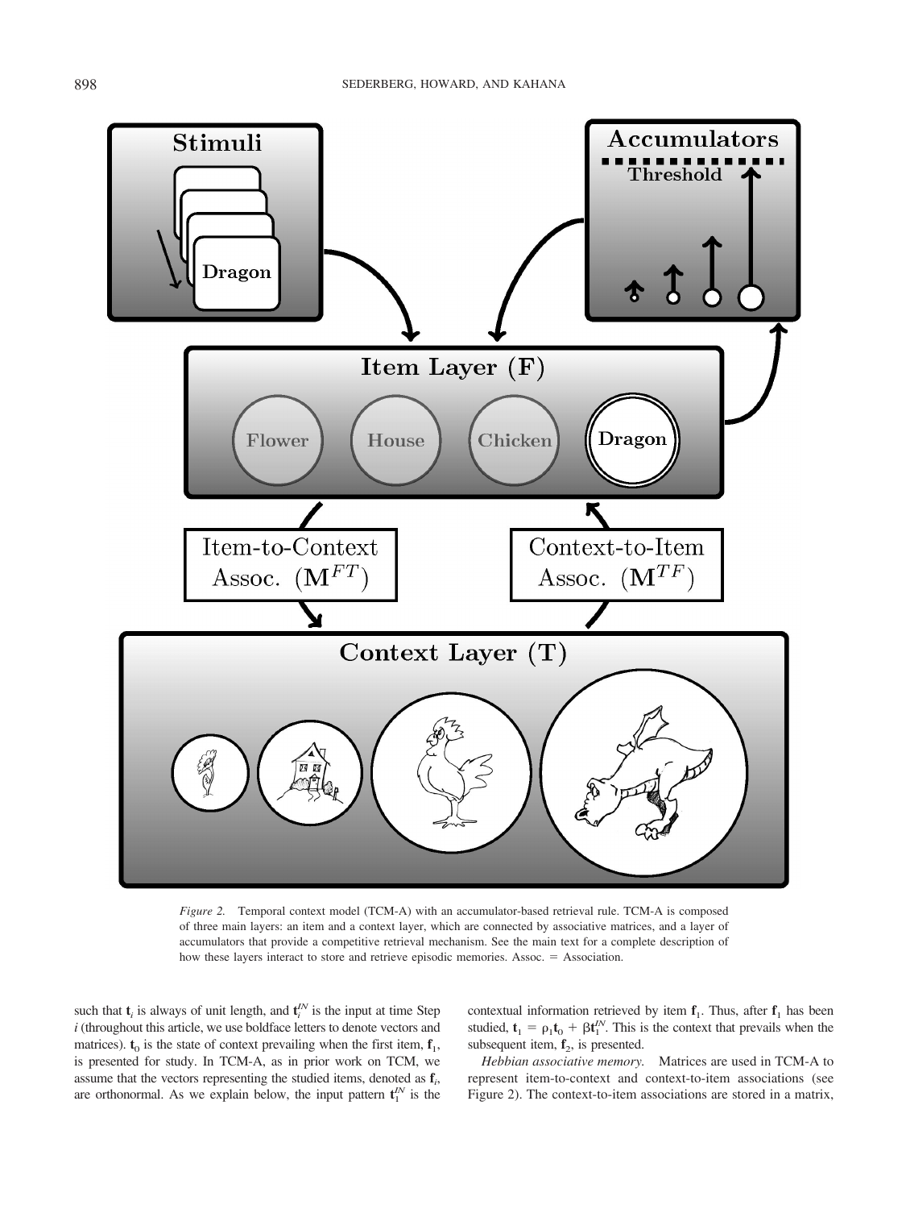*Figure 2.* Temporal context model (TCM-A) with an accumulator-based retrieval rule. TCM-A is composed of three main layers: an item and a context layer, which are connected by associative matrices, and a layer of accumulators that provide a competitive retrieval mechanism. See the main text for a complete description of how these layers interact to store and retrieve episodic memories. Assoc. = Association.

such that $\mathbf{t}_i$ is always of unit length, and $\mathbf{t}_i^{IN}$ is the input at time Step $i$ (throughout this article, we use boldface letters to denote vectors and matrices). $\mathbf{t}_0$ is the state of context prevailing when the first item, $\mathbf{f}_1$, is presented for study. In TCM-A, as in prior work on TCM, we assume that the vectors representing the studied items, denoted as $\mathbf{f}_i$, are orthonormal. As we explain below, the input pattern $\mathbf{t}_1^{IN}$ is the contextual information retrieved by item $\mathbf{f}_1$. Thus, after $\mathbf{f}_1$ has been studied, $\mathbf{t}_1 = \rho_1 \mathbf{t}_0 + \beta \mathbf{t}_1^{IN}$. This is the context that prevails when the subsequent item, $\mathbf{f}_2$, is presented.

*Hebbian associative memory.* Matrices are used in TCM-A to represent item-to-context and context-to-item associations (see Figure 2). The context-to-item associations are stored in a matrix,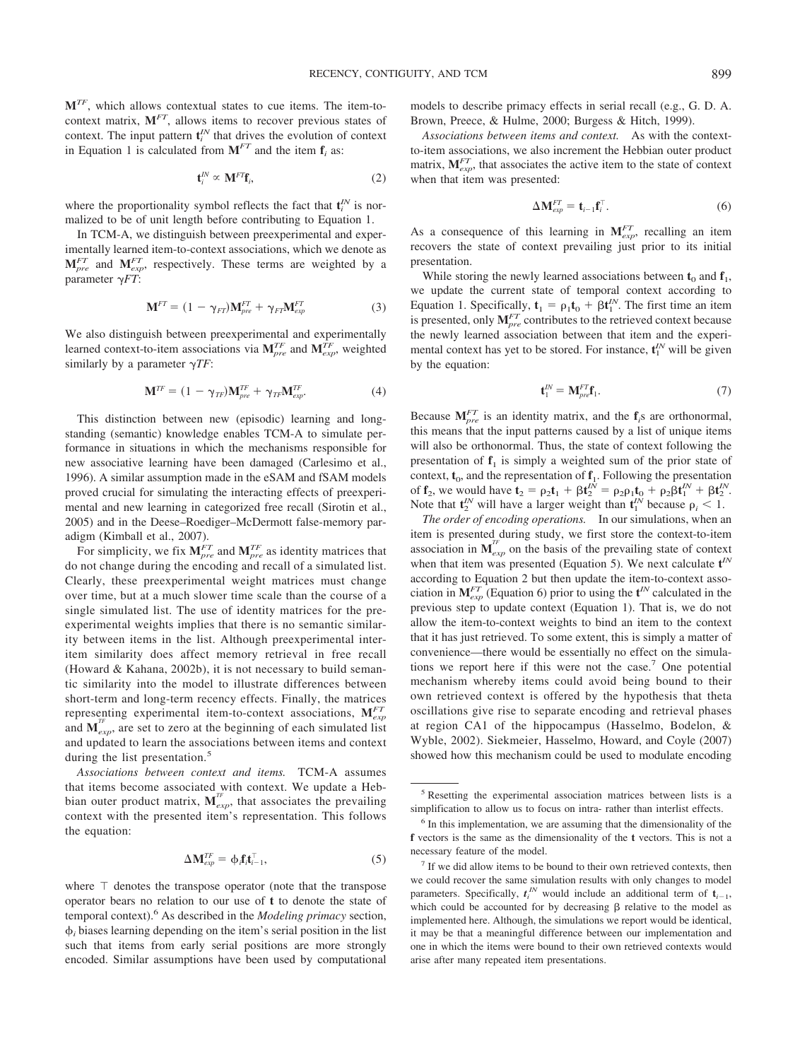$\mathbf{M}^{TF}$, which allows contextual states to cue items. The item-to-context matrix, $\mathbf{M}^{FT}$, allows items to recover previous states of context. The input pattern $\mathbf{t}_i^{IN}$ that drives the evolution of context in Equation 1 is calculated from $\mathbf{M}^{FT}$ and the item $\mathbf{f}_i$ as:

$$\mathbf{t}_i^{IN} \propto \mathbf{M}^{FT}\mathbf{f}_i, \tag{2}$$

where the proportionality symbol reflects the fact that $\mathbf{t}_i^{IN}$ is normalized to be of unit length before contributing to Equation 1.

In TCM-A, we distinguish between preexperimental and experimentally learned item-to-context associations, which we denote as $\mathbf{M}_{pre}^{FT}$ and $\mathbf{M}_{exp}^{FT}$, respectively. These terms are weighted by a parameter $\gamma FT$:

$$\mathbf{M}^{FT} = (1 - \gamma_{FT})\mathbf{M}_{pre}^{FT} + \gamma_{FT}\mathbf{M}_{exp}^{FT} \tag{3}$$

We also distinguish between preexperimental and experimentally learned context-to-item associations via $\mathbf{M}_{pre}^{TF}$ and $\mathbf{M}_{exp}^{TF}$, weighted similarly by a parameter $\gamma TF$:

$$\mathbf{M}^{TF} = (1 - \gamma_{TF})\mathbf{M}_{pre}^{TF} + \gamma_{TF}\mathbf{M}_{exp}^{TF}. \tag{4}$$

This distinction between new (episodic) learning and longstanding (semantic) knowledge enables TCM-A to simulate performance in situations in which the mechanisms responsible for new associative learning have been damaged (Carlesimo et al., 1996). A similar assumption made in the eSAM and fSAM models proved crucial for simulating the interacting effects of preexperimental and new learning in categorized free recall (Sirotin et al., 2005) and in the Deese–Roediger–McDermott false-memory paradigm (Kimball et al., 2007).

For simplicity, we fix $\mathbf{M}_{pre}^{FT}$ and $\mathbf{M}_{pre}^{TF}$ as identity matrices that do not change during the encoding and recall of a simulated list. Clearly, these preexperimental weight matrices must change over time, but at a much slower time scale than the course of a single simulated list. The use of identity matrices for the preexperimental weights implies that there is no semantic similarity between items in the list. Although preexperimental interitem similarity does affect memory retrieval in free recall (Howard & Kahana, 2002b), it is not necessary to build semantic similarity into the model to illustrate differences between short-term and long-term recency effects. Finally, the matrices representing experimental item-to-context associations, $\mathbf{M}_{exp}^{FT}$ and $\mathbf{M}_{exp}^{TF}$, are set to zero at the beginning of each simulated list and updated to learn the associations between items and context during the list presentation.[5]

*Associations between context and items.* TCM-A assumes that items become associated with context. We update a Hebbian outer product matrix, $\mathbf{M}_{exp}^{TF}$, that associates the prevailing context with the presented item's representation. This follows the equation:

$$\Delta\mathbf{M}_{exp}^{TF} = \phi_i \mathbf{f}_i \mathbf{t}_{i-1}^{\top}, \tag{5}$$

where $\top$ denotes the transpose operator (note that the transpose operator bears no relation to our use of $\mathbf{t}$ to denote the state of temporal context).[6] As described in the *Modeling primacy* section, $\phi_i$ biases learning depending on the item's serial position in the list such that items from early serial positions are more strongly encoded. Similar assumptions have been used by computational models to describe primacy effects in serial recall (e.g., G. D. A. Brown, Preece, & Hulme, 2000; Burgess & Hitch, 1999).

*Associations between items and context.* As with the context-to-item associations, we also increment the Hebbian outer product matrix, $\mathbf{M}_{exp}^{FT}$, that associates the active item to the state of context when that item was presented:

$$\Delta\mathbf{M}_{exp}^{FT} = \mathbf{t}_{i-1}\mathbf{f}_i^{\top}. \tag{6}$$

As a consequence of this learning in $\mathbf{M}_{exp}^{FT}$, recalling an item recovers the state of context prevailing just prior to its initial presentation.

While storing the newly learned associations between $\mathbf{t}_0$ and $\mathbf{f}_1$, we update the current state of temporal context according to Equation 1. Specifically, $\mathbf{t}_1 = \rho_1\mathbf{t}_0 + \beta\mathbf{t}_1^{IN}$. The first time an item is presented, only $\mathbf{M}_{pre}^{FT}$ contributes to the retrieved context because the newly learned association between that item and the experimental context has yet to be stored. For instance, $\mathbf{t}_1^{IN}$ will be given by the equation:

$$\mathbf{t}_1^{IN} = \mathbf{M}_{pre}^{FT}\mathbf{f}_1. \tag{7}$$

Because $\mathbf{M}_{pre}^{FT}$ is an identity matrix, and the $\mathbf{f}_i$s are orthonormal, this means that the input patterns caused by a list of unique items will also be orthonormal. Thus, the state of context following the presentation of $\mathbf{f}_1$ is simply a weighted sum of the prior state of context, $\mathbf{t}_0$, and the representation of $\mathbf{f}_1$. Following the presentation of $\mathbf{f}_2$, we would have $\mathbf{t}_2 = \rho_2\mathbf{t}_1 + \beta\mathbf{t}_2^{IN} = \rho_2\rho_1\mathbf{t}_0 + \rho_2\beta\mathbf{t}_1^{IN} + \beta\mathbf{t}_2^{IN}$. Note that $\mathbf{t}_2^{IN}$ will have a larger weight than $\mathbf{t}_1^{IN}$ because $\rho_i < 1$.

*The order of encoding operations.* In our simulations, when an item is presented during study, we first store the context-to-item association in $\mathbf{M}_{exp}^{TF}$ on the basis of the prevailing state of context when that item was presented (Equation 5). We next calculate $\mathbf{t}^{IN}$ according to Equation 2 but then update the item-to-context association in $\mathbf{M}_{exp}^{FT}$ (Equation 6) prior to using the $\mathbf{t}^{IN}$ calculated in the previous step to update context (Equation 1). That is, we do not allow the item-to-context weights to bind an item to the context that it has just retrieved. To some extent, this is simply a matter of convenience—there would be essentially no effect on the simulations we report here if this were not the case.[7] One potential mechanism whereby items could avoid being bound to their own retrieved context is offered by the hypothesis that theta oscillations give rise to separate encoding and retrieval phases at region CA1 of the hippocampus (Hasselmo, Bodelon, & Wyble, 2002). Siekmeier, Hasselmo, Howard, and Coyle (2007) showed how this mechanism could be used to modulate encoding

---

[5] Resetting the experimental association matrices between lists is a simplification to allow us to focus on intra- rather than interlist effects.

[6] In this implementation, we are assuming that the dimensionality of the $\mathbf{f}$ vectors is the same as the dimensionality of the $\mathbf{t}$ vectors. This is not a necessary feature of the model.

[7] If we did allow items to be bound to their own retrieved contexts, then we could recover the same simulation results with only changes to model parameters. Specifically, $t_i^{IN}$ would include an additional term of $\mathbf{t}_{i-1}$, which could be accounted for by decreasing $\beta$ relative to the model as implemented here. Although, the simulations we report would be identical, it may be that a meaningful difference between our implementation and one in which the items were bound to their own retrieved contexts would arise after many repeated item presentations.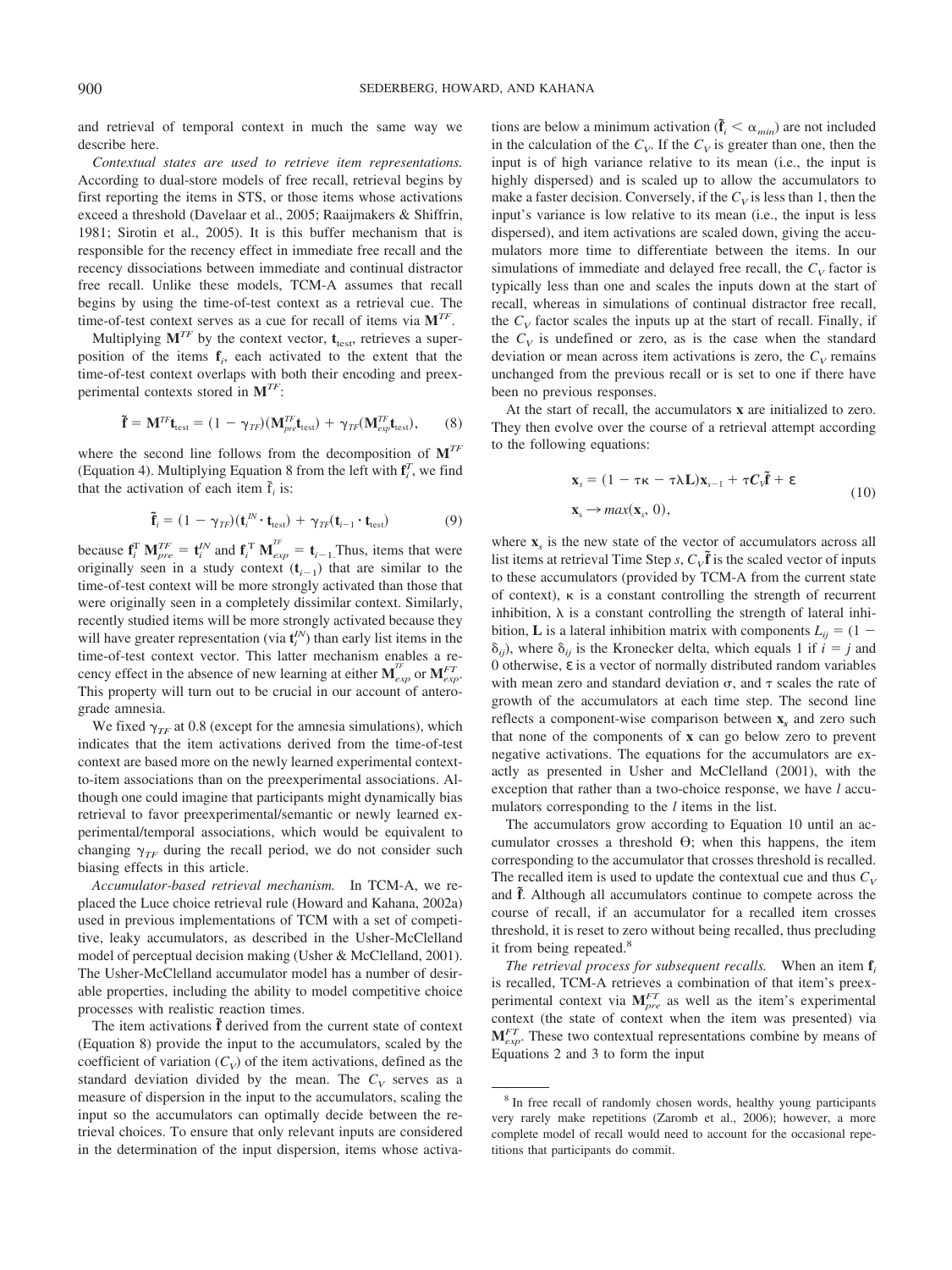and retrieval of temporal context in much the same way we describe here.

*Contextual states are used to retrieve item representations.* According to dual-store models of free recall, retrieval begins by first reporting the items in STS, or those items whose activations exceed a threshold (Davelaar et al., 2005; Raaijmakers & Shiffrin, 1981; Sirotin et al., 2005). It is this buffer mechanism that is responsible for the recency effect in immediate free recall and the recency dissociations between immediate and continual distractor free recall. Unlike these models, TCM-A assumes that recall begins by using the time-of-test context as a retrieval cue. The time-of-test context serves as a cue for recall of items via $\mathbf{M}^{TF}$.

Multiplying $\mathbf{M}^{TF}$ by the context vector, $\mathbf{t}_{\text{test}}$, retrieves a superposition of the items $\mathbf{f}_i$, each activated to the extent that the time-of-test context overlaps with both their encoding and preexperimental contexts stored in $\mathbf{M}^{TF}$:

$$\tilde{\mathbf{f}} = \mathbf{M}^{TF}\mathbf{t}_{\text{test}} = (1 - \gamma_{TF})(\mathbf{M}^{TF}_{pre}\mathbf{t}_{\text{test}}) + \gamma_{TF}(\mathbf{M}^{TF}_{exp}\mathbf{t}_{\text{test}}), \qquad (8)$$

where the second line follows from the decomposition of $\mathbf{M}^{TF}$ (Equation 4). Multiplying Equation 8 from the left with $\mathbf{f}_i^T$, we find that the activation of each item $\tilde{\mathrm{f}}_i$ is:

$$\tilde{\mathbf{f}}_i = (1 - \gamma_{TF})(\mathbf{t}_i^{IN} \cdot \mathbf{t}_{\text{test}}) + \gamma_{TF}(\mathbf{t}_{i-1} \cdot \mathbf{t}_{\text{test}}) \qquad (9)$$

because $\mathbf{f}_i^{\mathrm{T}}\,\mathbf{M}^{TF}_{pre} = \mathbf{t}_i^{IN}$ and $\mathbf{f}_i^{\mathrm{T}}\,\mathbf{M}^{TF}_{exp} = \mathbf{t}_{i-1}$. Thus, items that were originally seen in a study context ($\mathbf{t}_{i-1}$) that are similar to the time-of-test context will be more strongly activated than those that were originally seen in a completely dissimilar context. Similarly, recently studied items will be more strongly activated because they will have greater representation (via $\mathbf{t}_i^{IN}$) than early list items in the time-of-test context vector. This latter mechanism enables a recency effect in the absence of new learning at either $\mathbf{M}^{TF}_{exp}$ or $\mathbf{M}^{FT}_{exp}$. This property will turn out to be crucial in our account of anterograde amnesia.

We fixed $\gamma_{TF}$ at 0.8 (except for the amnesia simulations), which indicates that the item activations derived from the time-of-test context are based more on the newly learned experimental context-to-item associations than on the preexperimental associations. Although one could imagine that participants might dynamically bias retrieval to favor preexperimental/semantic or newly learned experimental/temporal associations, which would be equivalent to changing $\gamma_{TF}$ during the recall period, we do not consider such biasing effects in this article.

*Accumulator-based retrieval mechanism.* In TCM-A, we replaced the Luce choice retrieval rule (Howard and Kahana, 2002a) used in previous implementations of TCM with a set of competitive, leaky accumulators, as described in the Usher-McClelland model of perceptual decision making (Usher & McClelland, 2001). The Usher-McClelland accumulator model has a number of desirable properties, including the ability to model competitive choice processes with realistic reaction times.

The item activations $\tilde{\mathbf{f}}$ derived from the current state of context (Equation 8) provide the input to the accumulators, scaled by the coefficient of variation ($C_V$) of the item activations, defined as the standard deviation divided by the mean. The $C_V$ serves as a measure of dispersion in the input to the accumulators, scaling the input so the accumulators can optimally decide between the retrieval choices. To ensure that only relevant inputs are considered in the determination of the input dispersion, items whose activations are below a minimum activation ($\tilde{\mathbf{f}}_i < \alpha_{min}$) are not included in the calculation of the $C_V$. If the $C_V$ is greater than one, then the input is of high variance relative to its mean (i.e., the input is highly dispersed) and is scaled up to allow the accumulators to make a faster decision. Conversely, if the $C_V$ is less than 1, then the input's variance is low relative to its mean (i.e., the input is less dispersed), and item activations are scaled down, giving the accumulators more time to differentiate between the items. In our simulations of immediate and delayed free recall, the $C_V$ factor is typically less than one and scales the inputs down at the start of recall, whereas in simulations of continual distractor free recall, the $C_V$ factor scales the inputs up at the start of recall. Finally, if the $C_V$ is undefined or zero, as is the case when the standard deviation or mean across item activations is zero, the $C_V$ remains unchanged from the previous recall or is set to one if there have been no previous responses.

At the start of recall, the accumulators $\mathbf{x}$ are initialized to zero. They then evolve over the course of a retrieval attempt according to the following equations:

$$\begin{aligned} &\mathbf{x}_s = (1 - \tau\kappa - \tau\lambda\mathbf{L})\mathbf{x}_{s-1} + \tau C_V\tilde{\mathbf{f}} + \boldsymbol{\varepsilon} \\ &\mathbf{x}_s \rightarrow max(\mathbf{x}_s, 0), \end{aligned} \qquad (10)$$

where $\mathbf{x}_s$ is the new state of the vector of accumulators across all list items at retrieval Time Step $s$, $C_V\tilde{\mathbf{f}}$ is the scaled vector of inputs to these accumulators (provided by TCM-A from the current state of context), $\kappa$ is a constant controlling the strength of recurrent inhibition, $\lambda$ is a constant controlling the strength of lateral inhibition, $\mathbf{L}$ is a lateral inhibition matrix with components $L_{ij} = (1 - \delta_{ij})$, where $\delta_{ij}$ is the Kronecker delta, which equals 1 if $i = j$ and 0 otherwise, $\boldsymbol{\varepsilon}$ is a vector of normally distributed random variables with mean zero and standard deviation $\sigma$, and $\tau$ scales the rate of growth of the accumulators at each time step. The second line reflects a component-wise comparison between $\mathbf{x}_s$ and zero such that none of the components of $\mathbf{x}$ can go below zero to prevent negative activations. The equations for the accumulators are exactly as presented in Usher and McClelland (2001), with the exception that rather than a two-choice response, we have $l$ accumulators corresponding to the $l$ items in the list.

The accumulators grow according to Equation 10 until an accumulator crosses a threshold $\Theta$; when this happens, the item corresponding to the accumulator that crosses threshold is recalled. The recalled item is used to update the contextual cue and thus $C_V$ and $\tilde{\mathbf{f}}$. Although all accumulators continue to compete across the course of recall, if an accumulator for a recalled item crosses threshold, it is reset to zero without being recalled, thus precluding it from being repeated.[8]

*The retrieval process for subsequent recalls.* When an item $\mathbf{f}_i$ is recalled, TCM-A retrieves a combination of that item's preexperimental context via $\mathbf{M}^{FT}_{pre}$ as well as the item's experimental context (the state of context when the item was presented) via $\mathbf{M}^{FT}_{exp}$. These two contextual representations combine by means of Equations 2 and 3 to form the input

[8] In free recall of randomly chosen words, healthy young participants very rarely make repetitions (Zaromb et al., 2006); however, a more complete model of recall would need to account for the occasional repetitions that participants do commit.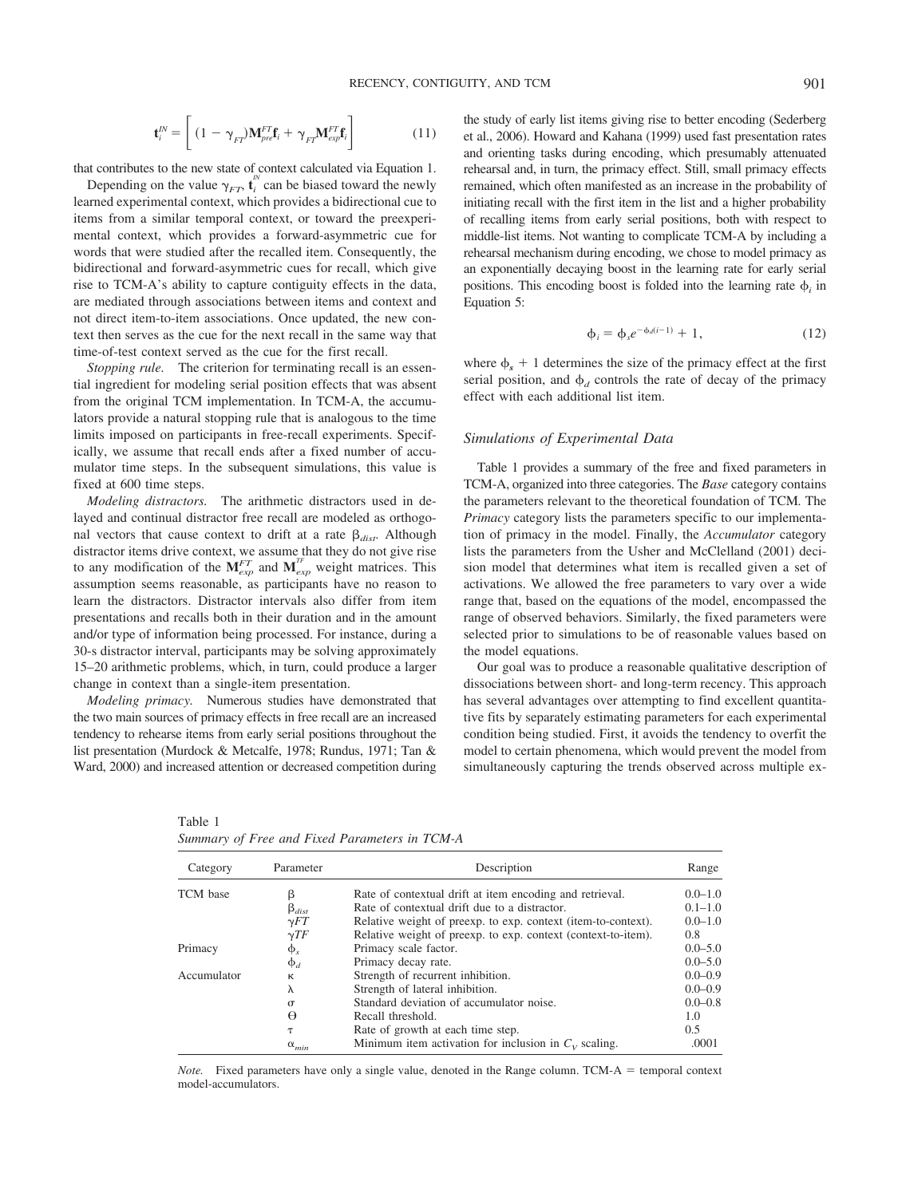$$\mathbf{t}_i^{IN} = \left[ (1 - \gamma_{FT})\mathbf{M}_{pre}^{FT}\mathbf{f}_i + \gamma_{FT}\mathbf{M}_{exp}^{FT}\mathbf{f}_i \right] \tag{11}$$

that contributes to the new state of context calculated via Equation 1.

Depending on the value $\gamma_{FT}$, $\mathbf{t}_i^{IN}$ can be biased toward the newly learned experimental context, which provides a bidirectional cue to items from a similar temporal context, or toward the preexperimental context, which provides a forward-asymmetric cue for words that were studied after the recalled item. Consequently, the bidirectional and forward-asymmetric cues for recall, which give rise to TCM-A's ability to capture contiguity effects in the data, are mediated through associations between items and context and not direct item-to-item associations. Once updated, the new context then serves as the cue for the next recall in the same way that time-of-test context served as the cue for the first recall.

*Stopping rule.* The criterion for terminating recall is an essential ingredient for modeling serial position effects that was absent from the original TCM implementation. In TCM-A, the accumulators provide a natural stopping rule that is analogous to the time limits imposed on participants in free-recall experiments. Specifically, we assume that recall ends after a fixed number of accumulator time steps. In the subsequent simulations, this value is fixed at 600 time steps.

*Modeling distractors.* The arithmetic distractors used in delayed and continual distractor free recall are modeled as orthogonal vectors that cause context to drift at a rate $\beta_{dist}$. Although distractor items drive context, we assume that they do not give rise to any modification of the $\mathbf{M}_{exp}^{FT}$ and $\mathbf{M}_{exp}^{TF}$ weight matrices. This assumption seems reasonable, as participants have no reason to learn the distractors. Distractor intervals also differ from item presentations and recalls both in their duration and in the amount and/or type of information being processed. For instance, during a 30-s distractor interval, participants may be solving approximately 15–20 arithmetic problems, which, in turn, could produce a larger change in context than a single-item presentation.

*Modeling primacy.* Numerous studies have demonstrated that the two main sources of primacy effects in free recall are an increased tendency to rehearse items from early serial positions throughout the list presentation (Murdock & Metcalfe, 1978; Rundus, 1971; Tan & Ward, 2000) and increased attention or decreased competition during the study of early list items giving rise to better encoding (Sederberg et al., 2006). Howard and Kahana (1999) used fast presentation rates and orienting tasks during encoding, which presumably attenuated rehearsal and, in turn, the primacy effect. Still, small primacy effects remained, which often manifested as an increase in the probability of initiating recall with the first item in the list and a higher probability of recalling items from early serial positions, both with respect to middle-list items. Not wanting to complicate TCM-A by including a rehearsal mechanism during encoding, we chose to model primacy as an exponentially decaying boost in the learning rate for early serial positions. This encoding boost is folded into the learning rate $\phi_i$ in Equation 5:

$$\phi_i = \phi_s e^{-\phi_d(i-1)} + 1, \tag{12}$$

where $\phi_s + 1$ determines the size of the primacy effect at the first serial position, and $\phi_d$ controls the rate of decay of the primacy effect with each additional list item.

## Simulations of Experimental Data

Table 1 provides a summary of the free and fixed parameters in TCM-A, organized into three categories. The *Base* category contains the parameters relevant to the theoretical foundation of TCM. The *Primacy* category lists the parameters specific to our implementation of primacy in the model. Finally, the *Accumulator* category lists the parameters from the Usher and McClelland (2001) decision model that determines what item is recalled given a set of activations. We allowed the free parameters to vary over a wide range that, based on the equations of the model, encompassed the range of observed behaviors. Similarly, the fixed parameters were selected prior to simulations to be of reasonable values based on the model equations.

Our goal was to produce a reasonable qualitative description of dissociations between short- and long-term recency. This approach has several advantages over attempting to find excellent quantitative fits by separately estimating parameters for each experimental condition being studied. First, it avoids the tendency to overfit the model to certain phenomena, which would prevent the model from simultaneously capturing the trends observed across multiple ex-

Table 1
*Summary of Free and Fixed Parameters in TCM-A*

| Category | Parameter | Description | Range |
|---|---|---|---|
| TCM base | $\beta$ | Rate of contextual drift at item encoding and retrieval. | 0.0–1.0 |
| | $\beta_{dist}$ | Rate of contextual drift due to a distractor. | 0.1–1.0 |
| | $\gamma FT$ | Relative weight of preexp. to exp. context (item-to-context). | 0.0–1.0 |
| | $\gamma TF$ | Relative weight of preexp. to exp. context (context-to-item). | 0.8 |
| Primacy | $\phi_s$ | Primacy scale factor. | 0.0–5.0 |
| | $\phi_d$ | Primacy decay rate. | 0.0–5.0 |
| Accumulator | $\kappa$ | Strength of recurrent inhibition. | 0.0–0.9 |
| | $\lambda$ | Strength of lateral inhibition. | 0.0–0.9 |
| | $\sigma$ | Standard deviation of accumulator noise. | 0.0–0.8 |
| | $\Theta$ | Recall threshold. | 1.0 |
| | $\tau$ | Rate of growth at each time step. | 0.5 |
| | $\alpha_{min}$ | Minimum item activation for inclusion in $C_V$ scaling. | .0001 |

*Note.* Fixed parameters have only a single value, denoted in the Range column. TCM-A = temporal context model-accumulators.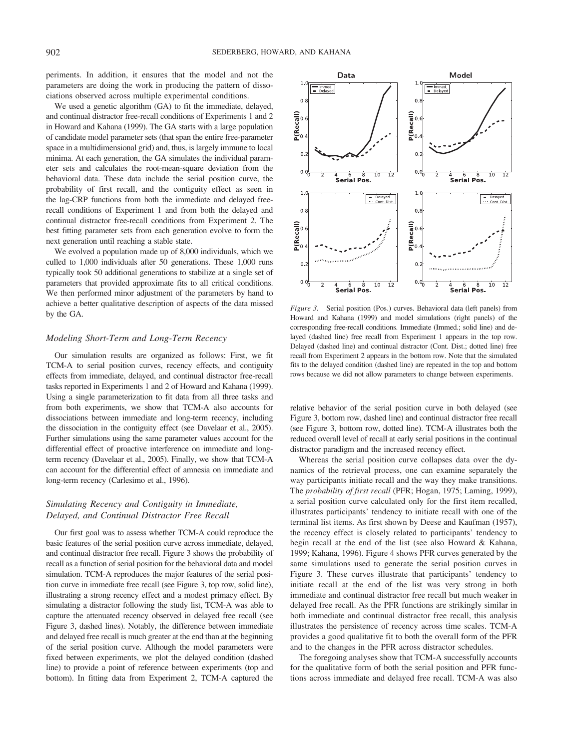periments. In addition, it ensures that the model and not the parameters are doing the work in producing the pattern of dissociations observed across multiple experimental conditions.

We used a genetic algorithm (GA) to fit the immediate, delayed, and continual distractor free-recall conditions of Experiments 1 and 2 in Howard and Kahana (1999). The GA starts with a large population of candidate model parameter sets (that span the entire free-parameter space in a multidimensional grid) and, thus, is largely immune to local minima. At each generation, the GA simulates the individual parameter sets and calculates the root-mean-square deviation from the behavioral data. These data include the serial position curve, the probability of first recall, and the contiguity effect as seen in the lag-CRP functions from both the immediate and delayed free-recall conditions of Experiment 1 and from both the delayed and continual distractor free-recall conditions from Experiment 2. The best fitting parameter sets from each generation evolve to form the next generation until reaching a stable state.

We evolved a population made up of 8,000 individuals, which we culled to 1,000 individuals after 50 generations. These 1,000 runs typically took 50 additional generations to stabilize at a single set of parameters that provided approximate fits to all critical conditions. We then performed minor adjustment of the parameters by hand to achieve a better qualitative description of aspects of the data missed by the GA.

### Modeling Short-Term and Long-Term Recency

Our simulation results are organized as follows: First, we fit TCM-A to serial position curves, recency effects, and contiguity effects from immediate, delayed, and continual distractor free-recall tasks reported in Experiments 1 and 2 of Howard and Kahana (1999). Using a single parameterization to fit data from all three tasks and from both experiments, we show that TCM-A also accounts for dissociations between immediate and long-term recency, including the dissociation in the contiguity effect (see Davelaar et al., 2005). Further simulations using the same parameter values account for the differential effect of proactive interference on immediate and long-term recency (Davelaar et al., 2005). Finally, we show that TCM-A can account for the differential effect of amnesia on immediate and long-term recency (Carlesimo et al., 1996).

### Simulating Recency and Contiguity in Immediate, Delayed, and Continual Distractor Free Recall

Our first goal was to assess whether TCM-A could reproduce the basic features of the serial position curve across immediate, delayed, and continual distractor free recall. Figure 3 shows the probability of recall as a function of serial position for the behavioral data and model simulation. TCM-A reproduces the major features of the serial position curve in immediate free recall (see Figure 3, top row, solid line), illustrating a strong recency effect and a modest primacy effect. By simulating a distractor following the study list, TCM-A was able to capture the attenuated recency observed in delayed free recall (see Figure 3, dashed lines). Notably, the difference between immediate and delayed free recall is much greater at the end than at the beginning of the serial position curve. Although the model parameters were fixed between experiments, we plot the delayed condition (dashed line) to provide a point of reference between experiments (top and bottom). In fitting data from Experiment 2, TCM-A captured the relative behavior of the serial position curve in both delayed (see Figure 3, bottom row, dashed line) and continual distractor free recall (see Figure 3, bottom row, dotted line). TCM-A illustrates both the reduced overall level of recall at early serial positions in the continual distractor paradigm and the increased recency effect.

*Figure 3.* Serial position (Pos.) curves. Behavioral data (left panels) from Howard and Kahana (1999) and model simulations (right panels) of the corresponding free-recall conditions. Immediate (Immed.; solid line) and delayed (dashed line) free recall from Experiment 1 appears in the top row. Delayed (dashed line) and continual distractor (Cont. Dist.; dotted line) free recall from Experiment 2 appears in the bottom row. Note that the simulated fits to the delayed condition (dashed line) are repeated in the top and bottom rows because we did not allow parameters to change between experiments.

Whereas the serial position curve collapses data over the dynamics of the retrieval process, one can examine separately the way participants initiate recall and the way they make transitions. The *probability of first recall* (PFR; Hogan, 1975; Laming, 1999), a serial position curve calculated only for the first item recalled, illustrates participants' tendency to initiate recall with one of the terminal list items. As first shown by Deese and Kaufman (1957), the recency effect is closely related to participants' tendency to begin recall at the end of the list (see also Howard & Kahana, 1999; Kahana, 1996). Figure 4 shows PFR curves generated by the same simulations used to generate the serial position curves in Figure 3. These curves illustrate that participants' tendency to initiate recall at the end of the list was very strong in both immediate and continual distractor free recall but much weaker in delayed free recall. As the PFR functions are strikingly similar in both immediate and continual distractor free recall, this analysis illustrates the persistence of recency across time scales. TCM-A provides a good qualitative fit to both the overall form of the PFR and to the changes in the PFR across distractor schedules.

The foregoing analyses show that TCM-A successfully accounts for the qualitative form of both the serial position and PFR functions across immediate and delayed free recall. TCM-A was also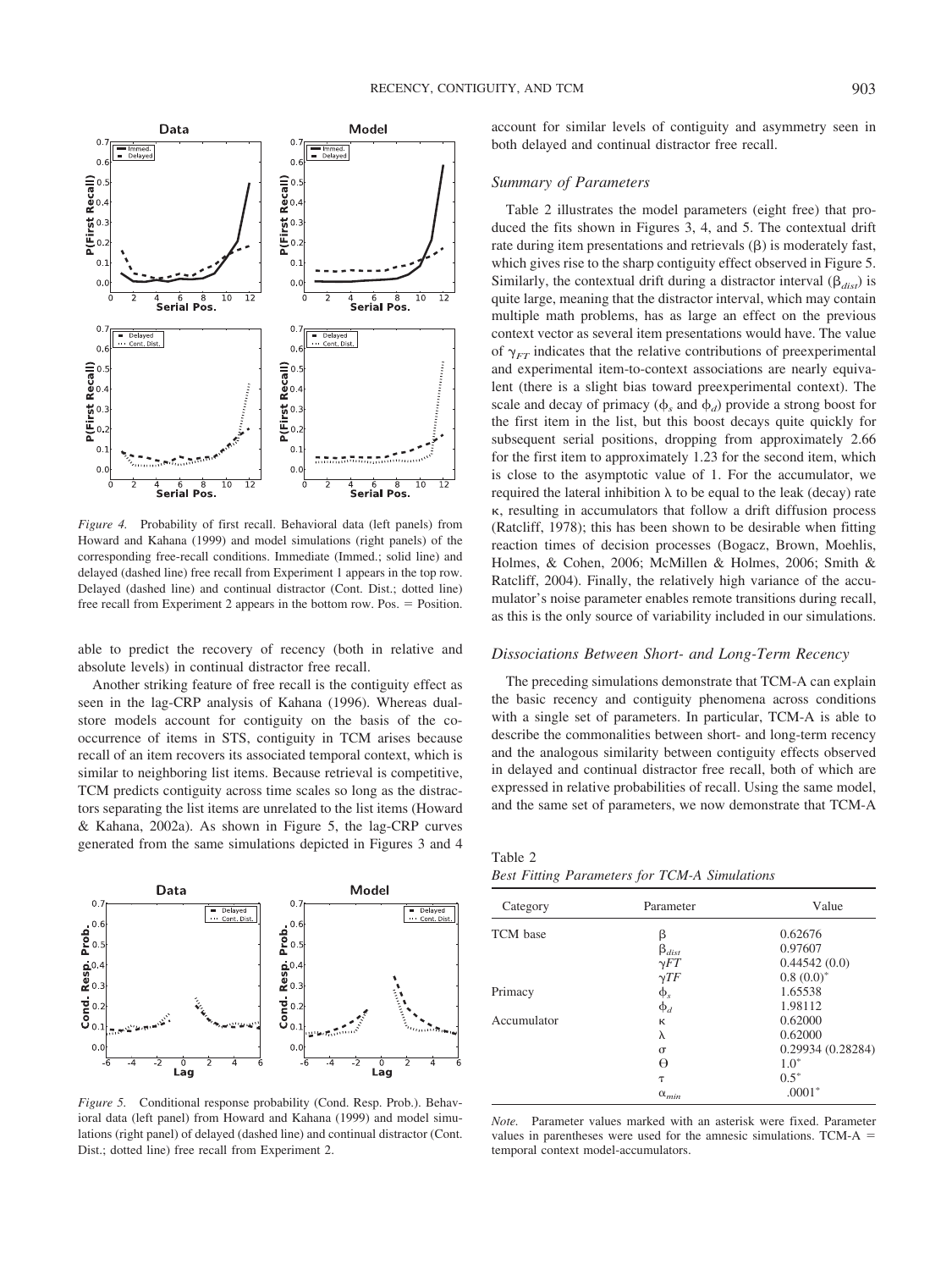*Figure 4.* Probability of first recall. Behavioral data (left panels) from Howard and Kahana (1999) and model simulations (right panels) of the corresponding free-recall conditions. Immediate (Immed.; solid line) and delayed (dashed line) free recall from Experiment 1 appears in the top row. Delayed (dashed line) and continual distractor (Cont. Dist.; dotted line) free recall from Experiment 2 appears in the bottom row. Pos. = Position.

able to predict the recovery of recency (both in relative and absolute levels) in continual distractor free recall.

Another striking feature of free recall is the contiguity effect as seen in the lag-CRP analysis of Kahana (1996). Whereas dual-store models account for contiguity on the basis of the co-occurrence of items in STS, contiguity in TCM arises because recall of an item recovers its associated temporal context, which is similar to neighboring list items. Because retrieval is competitive, TCM predicts contiguity across time scales so long as the distractors separating the list items are unrelated to the list items (Howard & Kahana, 2002a). As shown in Figure 5, the lag-CRP curves generated from the same simulations depicted in Figures 3 and 4

*Figure 5.* Conditional response probability (Cond. Resp. Prob.). Behavioral data (left panel) from Howard and Kahana (1999) and model simulations (right panel) of delayed (dashed line) and continual distractor (Cont. Dist.; dotted line) free recall from Experiment 2.

account for similar levels of contiguity and asymmetry seen in both delayed and continual distractor free recall.

### Summary of Parameters

Table 2 illustrates the model parameters (eight free) that produced the fits shown in Figures 3, 4, and 5. The contextual drift rate during item presentations and retrievals ($\beta$) is moderately fast, which gives rise to the sharp contiguity effect observed in Figure 5. Similarly, the contextual drift during a distractor interval ($\beta_{dist}$) is quite large, meaning that the distractor interval, which may contain multiple math problems, has as large an effect on the previous context vector as several item presentations would have. The value of $\gamma_{FT}$ indicates that the relative contributions of preexperimental and experimental item-to-context associations are nearly equivalent (there is a slight bias toward preexperimental context). The scale and decay of primacy ($\phi_s$ and $\phi_d$) provide a strong boost for the first item in the list, but this boost decays quite quickly for subsequent serial positions, dropping from approximately 2.66 for the first item to approximately 1.23 for the second item, which is close to the asymptotic value of 1. For the accumulator, we required the lateral inhibition $\lambda$ to be equal to the leak (decay) rate $\kappa$, resulting in accumulators that follow a drift diffusion process (Ratcliff, 1978); this has been shown to be desirable when fitting reaction times of decision processes (Bogacz, Brown, Moehlis, Holmes, & Cohen, 2006; McMillen & Holmes, 2006; Smith & Ratcliff, 2004). Finally, the relatively high variance of the accumulator's noise parameter enables remote transitions during recall, as this is the only source of variability included in our simulations.

### Dissociations Between Short- and Long-Term Recency

The preceding simulations demonstrate that TCM-A can explain the basic recency and contiguity phenomena across conditions with a single set of parameters. In particular, TCM-A is able to describe the commonalities between short- and long-term recency and the analogous similarity between contiguity effects observed in delayed and continual distractor free recall, both of which are expressed in relative probabilities of recall. Using the same model, and the same set of parameters, we now demonstrate that TCM-A

Table 2
*Best Fitting Parameters for TCM-A Simulations*

| Category | Parameter | Value |
|---|---|---|
| TCM base | $\beta$ | 0.62676 |
| | $\beta_{dist}$ | 0.97607 |
| | $\gamma FT$ | 0.44542 (0.0) |
| | $\gamma TF$ | 0.8 (0.0)* |
| Primacy | $\phi_s$ | 1.65538 |
| | $\phi_d$ | 1.98112 |
| Accumulator | $\kappa$ | 0.62000 |
| | $\lambda$ | 0.62000 |
| | $\sigma$ | 0.29934 (0.28284) |
| | $\Theta$ | 1.0* |
| | $\tau$ | 0.5* |
| | $\alpha_{min}$ | .0001* |

*Note.* Parameter values marked with an asterisk were fixed. Parameter values in parentheses were used for the amnesic simulations. TCM-A = temporal context model-accumulators.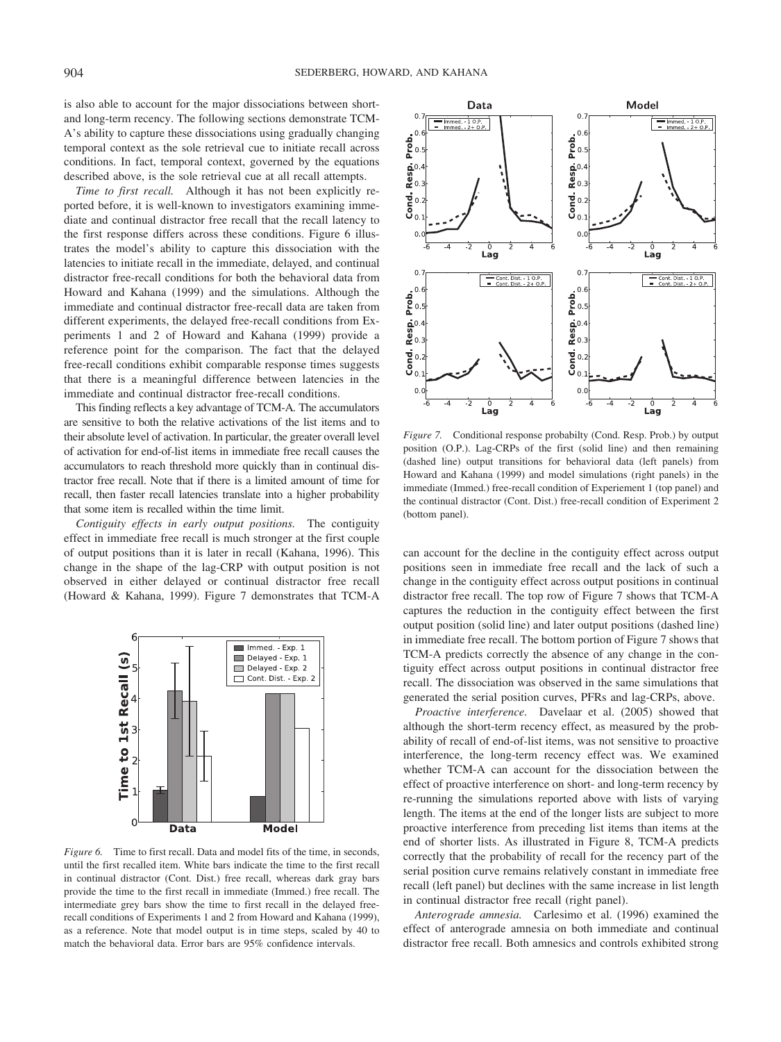is also able to account for the major dissociations between short- and long-term recency. The following sections demonstrate TCM-A's ability to capture these dissociations using gradually changing temporal context as the sole retrieval cue to initiate recall across conditions. In fact, temporal context, governed by the equations described above, is the sole retrieval cue at all recall attempts.

*Time to first recall.* Although it has not been explicitly reported before, it is well-known to investigators examining immediate and continual distractor free recall that the recall latency to the first response differs across these conditions. Figure 6 illustrates the model's ability to capture this dissociation with the latencies to initiate recall in the immediate, delayed, and continual distractor free-recall conditions for both the behavioral data from Howard and Kahana (1999) and the simulations. Although the immediate and continual distractor free-recall data are taken from different experiments, the delayed free-recall conditions from Experiments 1 and 2 of Howard and Kahana (1999) provide a reference point for the comparison. The fact that the delayed free-recall conditions exhibit comparable response times suggests that there is a meaningful difference between latencies in the immediate and continual distractor free-recall conditions.

This finding reflects a key advantage of TCM-A. The accumulators are sensitive to both the relative activations of the list items and to their absolute level of activation. In particular, the greater overall level of activation for end-of-list items in immediate free recall causes the accumulators to reach threshold more quickly than in continual distractor free recall. Note that if there is a limited amount of time for recall, then faster recall latencies translate into a higher probability that some item is recalled within the time limit.

*Contiguity effects in early output positions.* The contiguity effect in immediate free recall is much stronger at the first couple of output positions than it is later in recall (Kahana, 1996). This change in the shape of the lag-CRP with output position is not observed in either delayed or continual distractor free recall (Howard & Kahana, 1999). Figure 7 demonstrates that TCM-A can account for the decline in the contiguity effect across output positions seen in immediate free recall and the lack of such a change in the contiguity effect across output positions in continual distractor free recall. The top row of Figure 7 shows that TCM-A captures the reduction in the contiguity effect between the first output position (solid line) and later output positions (dashed line) in immediate free recall. The bottom portion of Figure 7 shows that TCM-A predicts correctly the absence of any change in the contiguity effect across output positions in continual distractor free recall. The dissociation was observed in the same simulations that generated the serial position curves, PFRs and lag-CRPs, above.

*Figure 6.* Time to first recall. Data and model fits of the time, in seconds, until the first recalled item. White bars indicate the time to the first recall in continual distractor (Cont. Dist.) free recall, whereas dark gray bars provide the time to the first recall in immediate (Immed.) free recall. The intermediate grey bars show the time to first recall in the delayed free-recall conditions of Experiments 1 and 2 from Howard and Kahana (1999), as a reference. Note that model output is in time steps, scaled by 40 to match the behavioral data. Error bars are 95% confidence intervals.

*Figure 7.* Conditional response probabilty (Cond. Resp. Prob.) by output position (O.P.). Lag-CRPs of the first (solid line) and then remaining (dashed line) output transitions for behavioral data (left panels) from Howard and Kahana (1999) and model simulations (right panels) in the immediate (Immed.) free-recall condition of Experiement 1 (top panel) and the continual distractor (Cont. Dist.) free-recall condition of Experiment 2 (bottom panel).

*Proactive interference.* Davelaar et al. (2005) showed that although the short-term recency effect, as measured by the probability of recall of end-of-list items, was not sensitive to proactive interference, the long-term recency effect was. We examined whether TCM-A can account for the dissociation between the effect of proactive interference on short- and long-term recency by re-running the simulations reported above with lists of varying length. The items at the end of the longer lists are subject to more proactive interference from preceding list items than items at the end of shorter lists. As illustrated in Figure 8, TCM-A predicts correctly that the probability of recall for the recency part of the serial position curve remains relatively constant in immediate free recall (left panel) but declines with the same increase in list length in continual distractor free recall (right panel).

*Anterograde amnesia.* Carlesimo et al. (1996) examined the effect of anterograde amnesia on both immediate and continual distractor free recall. Both amnesics and controls exhibited strong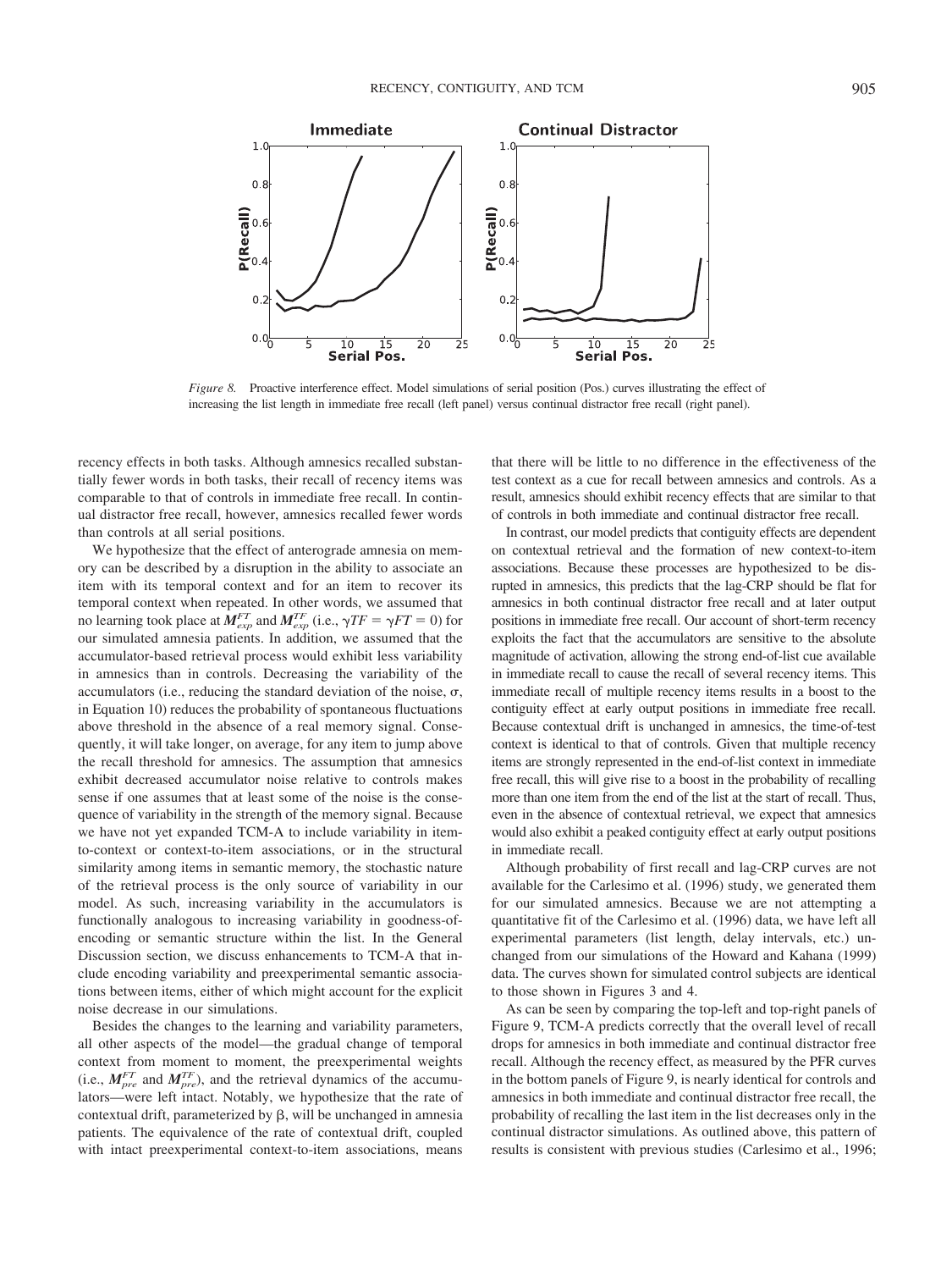*Figure 8.* Proactive interference effect. Model simulations of serial position (Pos.) curves illustrating the effect of increasing the list length in immediate free recall (left panel) versus continual distractor free recall (right panel).

recency effects in both tasks. Although amnesics recalled substantially fewer words in both tasks, their recall of recency items was comparable to that of controls in immediate free recall. In continual distractor free recall, however, amnesics recalled fewer words than controls at all serial positions.

We hypothesize that the effect of anterograde amnesia on memory can be described by a disruption in the ability to associate an item with its temporal context and for an item to recover its temporal context when repeated. In other words, we assumed that no learning took place at $M^{FT}_{exp}$ and $M^{TF}_{exp}$ (i.e., $\gamma TF = \gamma FT = 0$) for our simulated amnesia patients. In addition, we assumed that the accumulator-based retrieval process would exhibit less variability in amnesics than in controls. Decreasing the variability of the accumulators (i.e., reducing the standard deviation of the noise, $\sigma$, in Equation 10) reduces the probability of spontaneous fluctuations above threshold in the absence of a real memory signal. Consequently, it will take longer, on average, for any item to jump above the recall threshold for amnesics. The assumption that amnesics exhibit decreased accumulator noise relative to controls makes sense if one assumes that at least some of the noise is the consequence of variability in the strength of the memory signal. Because we have not yet expanded TCM-A to include variability in item-to-context or context-to-item associations, or in the structural similarity among items in semantic memory, the stochastic nature of the retrieval process is the only source of variability in our model. As such, increasing variability in the accumulators is functionally analogous to increasing variability in goodness-of-encoding or semantic structure within the list. In the General Discussion section, we discuss enhancements to TCM-A that include encoding variability and preexperimental semantic associations between items, either of which might account for the explicit noise decrease in our simulations.

Besides the changes to the learning and variability parameters, all other aspects of the model—the gradual change of temporal context from moment to moment, the preexperimental weights (i.e., $M^{FT}_{pre}$ and $M^{TF}_{pre}$), and the retrieval dynamics of the accumulators—were left intact. Notably, we hypothesize that the rate of contextual drift, parameterized by $\beta$, will be unchanged in amnesia patients. The equivalence of the rate of contextual drift, coupled with intact preexperimental context-to-item associations, means that there will be little to no difference in the effectiveness of the test context as a cue for recall between amnesics and controls. As a result, amnesics should exhibit recency effects that are similar to that of controls in both immediate and continual distractor free recall.

In contrast, our model predicts that contiguity effects are dependent on contextual retrieval and the formation of new context-to-item associations. Because these processes are hypothesized to be disrupted in amnesics, this predicts that the lag-CRP should be flat for amnesics in both continual distractor free recall and at later output positions in immediate free recall. Our account of short-term recency exploits the fact that the accumulators are sensitive to the absolute magnitude of activation, allowing the strong end-of-list cue available in immediate recall to cause the recall of several recency items. This immediate recall of multiple recency items results in a boost to the contiguity effect at early output positions in immediate free recall. Because contextual drift is unchanged in amnesics, the time-of-test context is identical to that of controls. Given that multiple recency items are strongly represented in the end-of-list context in immediate free recall, this will give rise to a boost in the probability of recalling more than one item from the end of the list at the start of recall. Thus, even in the absence of contextual retrieval, we expect that amnesics would also exhibit a peaked contiguity effect at early output positions in immediate recall.

Although probability of first recall and lag-CRP curves are not available for the Carlesimo et al. (1996) study, we generated them for our simulated amnesics. Because we are not attempting a quantitative fit of the Carlesimo et al. (1996) data, we have left all experimental parameters (list length, delay intervals, etc.) unchanged from our simulations of the Howard and Kahana (1999) data. The curves shown for simulated control subjects are identical to those shown in Figures 3 and 4.

As can be seen by comparing the top-left and top-right panels of Figure 9, TCM-A predicts correctly that the overall level of recall drops for amnesics in both immediate and continual distractor free recall. Although the recency effect, as measured by the PFR curves in the bottom panels of Figure 9, is nearly identical for controls and amnesics in both immediate and continual distractor free recall, the probability of recalling the last item in the list decreases only in the continual distractor simulations. As outlined above, this pattern of results is consistent with previous studies (Carlesimo et al., 1996;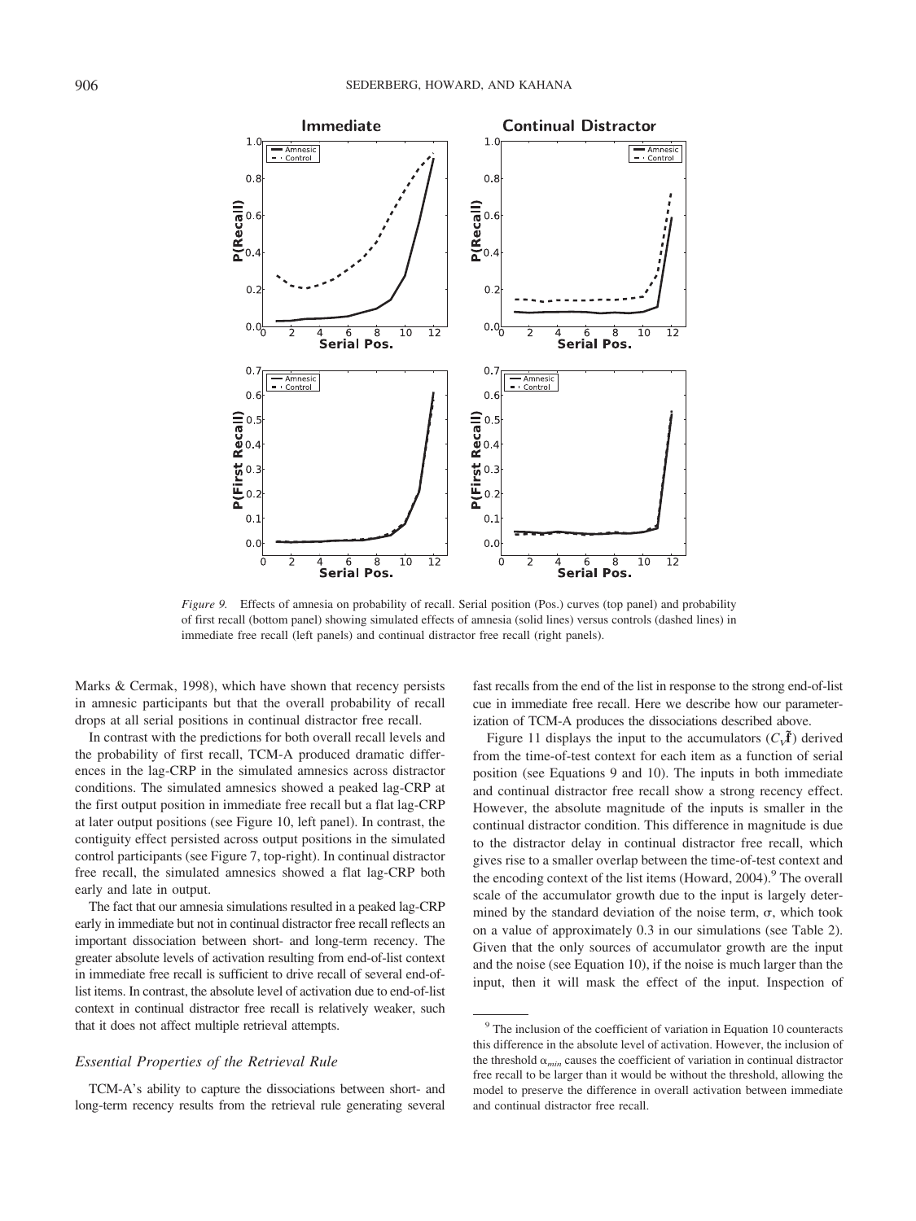*Figure 9.* Effects of amnesia on probability of recall. Serial position (Pos.) curves (top panel) and probability of first recall (bottom panel) showing simulated effects of amnesia (solid lines) versus controls (dashed lines) in immediate free recall (left panels) and continual distractor free recall (right panels).

Marks & Cermak, 1998), which have shown that recency persists in amnesic participants but that the overall probability of recall drops at all serial positions in continual distractor free recall.

In contrast with the predictions for both overall recall levels and the probability of first recall, TCM-A produced dramatic differences in the lag-CRP in the simulated amnesics across distractor conditions. The simulated amnesics showed a peaked lag-CRP at the first output position in immediate free recall but a flat lag-CRP at later output positions (see Figure 10, left panel). In contrast, the contiguity effect persisted across output positions in the simulated control participants (see Figure 7, top-right). In continual distractor free recall, the simulated amnesics showed a flat lag-CRP both early and late in output.

The fact that our amnesia simulations resulted in a peaked lag-CRP early in immediate but not in continual distractor free recall reflects an important dissociation between short- and long-term recency. The greater absolute levels of activation resulting from end-of-list context in immediate free recall is sufficient to drive recall of several end-of-list items. In contrast, the absolute level of activation due to end-of-list context in continual distractor free recall is relatively weaker, such that it does not affect multiple retrieval attempts.

### *Essential Properties of the Retrieval Rule*

TCM-A's ability to capture the dissociations between short- and long-term recency results from the retrieval rule generating several fast recalls from the end of the list in response to the strong end-of-list cue in immediate free recall. Here we describe how our parameterization of TCM-A produces the dissociations described above.

Figure 11 displays the input to the accumulators ($C_V\tilde{\mathbf{f}}$) derived from the time-of-test context for each item as a function of serial position (see Equations 9 and 10). The inputs in both immediate and continual distractor free recall show a strong recency effect. However, the absolute magnitude of the inputs is smaller in the continual distractor condition. This difference in magnitude is due to the distractor delay in continual distractor free recall, which gives rise to a smaller overlap between the time-of-test context and the encoding context of the list items (Howard, 2004).[9] The overall scale of the accumulator growth due to the input is largely determined by the standard deviation of the noise term, $\sigma$, which took on a value of approximately 0.3 in our simulations (see Table 2). Given that the only sources of accumulator growth are the input and the noise (see Equation 10), if the noise is much larger than the input, then it will mask the effect of the input. Inspection of

[9] The inclusion of the coefficient of variation in Equation 10 counteracts this difference in the absolute level of activation. However, the inclusion of the threshold $\alpha_{min}$ causes the coefficient of variation in continual distractor free recall to be larger than it would be without the threshold, allowing the model to preserve the difference in overall activation between immediate and continual distractor free recall.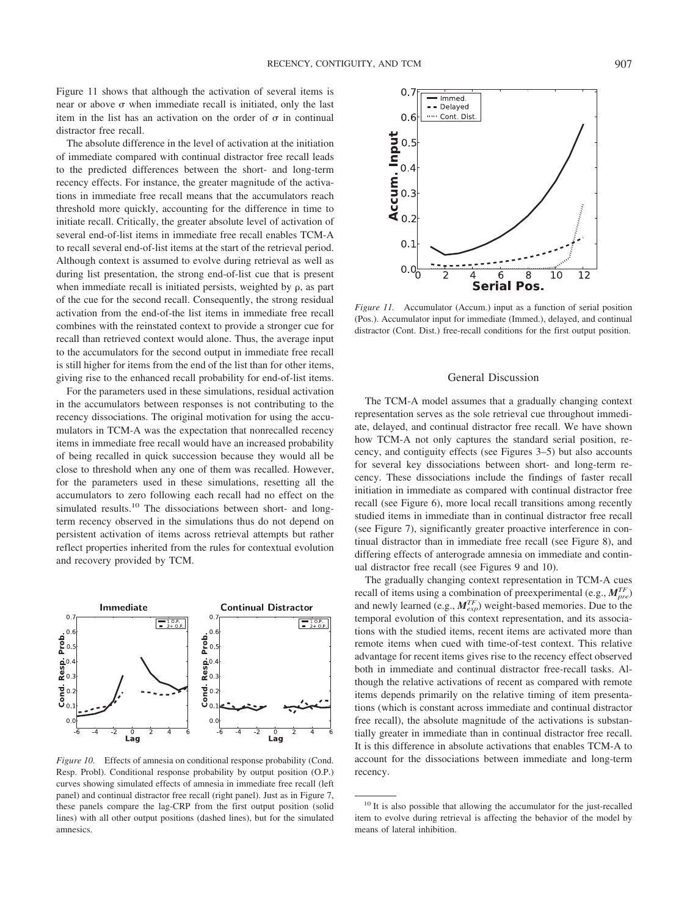Figure 11 shows that although the activation of several items is near or above σ when immediate recall is initiated, only the last item in the list has an activation on the order of σ in continual distractor free recall.

The absolute difference in the level of activation at the initiation of immediate compared with continual distractor free recall leads to the predicted differences between the short- and long-term recency effects. For instance, the greater magnitude of the activations in immediate free recall means that the accumulators reach threshold more quickly, accounting for the difference in time to initiate recall. Critically, the greater absolute level of activation of several end-of-list items in immediate free recall enables TCM-A to recall several end-of-list items at the start of the retrieval period. Although context is assumed to evolve during retrieval as well as during list presentation, the strong end-of-list cue that is present when immediate recall is initiated persists, weighted by ρ, as part of the cue for the second recall. Consequently, the strong residual activation from the end-of-the list items in immediate free recall combines with the reinstated context to provide a stronger cue for recall than retrieved context would alone. Thus, the average input to the accumulators for the second output in immediate free recall is still higher for items from the end of the list than for other items, giving rise to the enhanced recall probability for end-of-list items.

For the parameters used in these simulations, residual activation in the accumulators between responses is not contributing to the recency dissociations. The original motivation for using the accumulators in TCM-A was the expectation that nonrecalled recency items in immediate free recall would have an increased probability of being recalled in quick succession because they would all be close to threshold when any one of them was recalled. However, for the parameters used in these simulations, resetting all the accumulators to zero following each recall had no effect on the simulated results.[10] The dissociations between short- and long-term recency observed in the simulations thus do not depend on persistent activation of items across retrieval attempts but rather reflect properties inherited from the rules for contextual evolution and recovery provided by TCM.

Immediate

Continual Distractor

1 O.P.
2+ O.P.

Cond. Resp. Prob.

Lag

0.0 0.1 0.2 0.3 0.4 0.5 0.6 0.7

-6 -4 -2 0 2 4 6

*Figure 10.* Effects of amnesia on conditional response probability (Cond. Resp. Probl). Conditional response probability by output position (O.P.) curves showing simulated effects of amnesia in immediate free recall (left panel) and continual distractor free recall (right panel). Just as in Figure 7, these panels compare the lag-CRP from the first output position (solid lines) with all other output positions (dashed lines), but for the simulated amnesics.

Immed.
Delayed
Cont. Dist.

Accum. Input

Serial Pos.

0.0 0.1 0.2 0.3 0.4 0.5 0.6 0.7

0 2 4 6 8 10 12

*Figure 11.* Accumulator (Accum.) input as a function of serial position (Pos.). Accumulator input for immediate (Immed.), delayed, and continual distractor (Cont. Dist.) free-recall conditions for the first output position.

## General Discussion

The TCM-A model assumes that a gradually changing context representation serves as the sole retrieval cue throughout immediate, delayed, and continual distractor free recall. We have shown how TCM-A not only captures the standard serial position, recency, and contiguity effects (see Figures 3–5) but also accounts for several key dissociations between short- and long-term recency. These dissociations include the findings of faster recall initiation in immediate as compared with continual distractor free recall (see Figure 6), more local recall transitions among recently studied items in immediate than in continual distractor free recall (see Figure 7), significantly greater proactive interference in continual distractor than in immediate free recall (see Figure 8), and differing effects of anterograde amnesia on immediate and continual distractor free recall (see Figures 9 and 10).

The gradually changing context representation in TCM-A cues recall of items using a combination of preexperimental (e.g., $M^{TF}_{pre}$) and newly learned (e.g., $M^{TF}_{exp}$) weight-based memories. Due to the temporal evolution of this context representation, and its associations with the studied items, recent items are activated more than remote items when cued with time-of-test context. This relative advantage for recent items gives rise to the recency effect observed both in immediate and continual distractor free-recall tasks. Although the relative activations of recent as compared with remote items depends primarily on the relative timing of item presentations (which is constant across immediate and continual distractor free recall), the absolute magnitude of the activations is substantially greater in immediate than in continual distractor free recall. It is this difference in absolute activations that enables TCM-A to account for the dissociations between immediate and long-term recency.

[10] It is also possible that allowing the accumulator for the just-recalled item to evolve during retrieval is affecting the behavior of the model by means of lateral inhibition.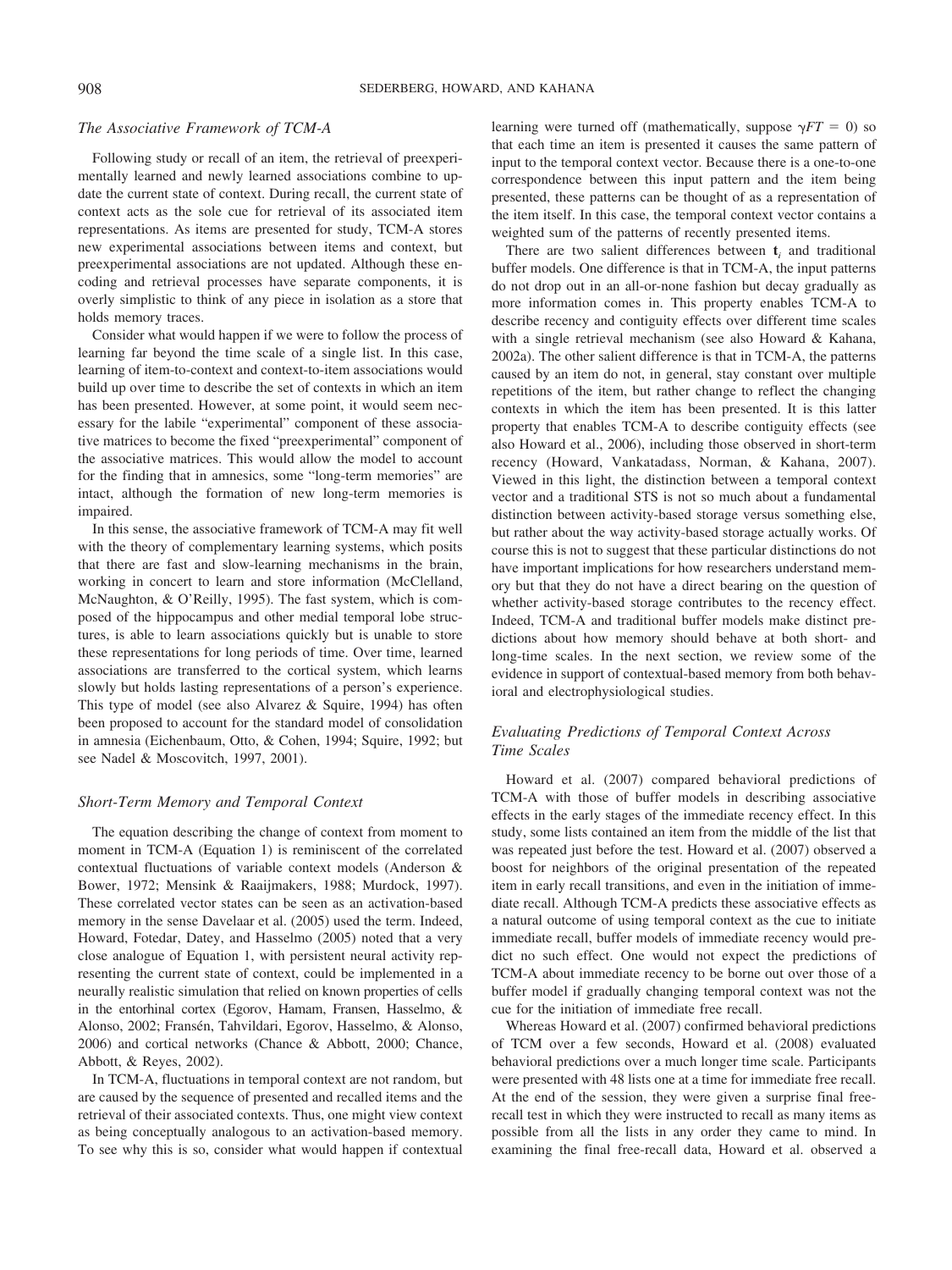### The Associative Framework of TCM-A

Following study or recall of an item, the retrieval of preexperimentally learned and newly learned associations combine to update the current state of context. During recall, the current state of context acts as the sole cue for retrieval of its associated item representations. As items are presented for study, TCM-A stores new experimental associations between items and context, but preexperimental associations are not updated. Although these encoding and retrieval processes have separate components, it is overly simplistic to think of any piece in isolation as a store that holds memory traces.

Consider what would happen if we were to follow the process of learning far beyond the time scale of a single list. In this case, learning of item-to-context and context-to-item associations would build up over time to describe the set of contexts in which an item has been presented. However, at some point, it would seem necessary for the labile "experimental" component of these associative matrices to become the fixed "preexperimental" component of the associative matrices. This would allow the model to account for the finding that in amnesics, some "long-term memories" are intact, although the formation of new long-term memories is impaired.

In this sense, the associative framework of TCM-A may fit well with the theory of complementary learning systems, which posits that there are fast and slow-learning mechanisms in the brain, working in concert to learn and store information (McClelland, McNaughton, & O'Reilly, 1995). The fast system, which is composed of the hippocampus and other medial temporal lobe structures, is able to learn associations quickly but is unable to store these representations for long periods of time. Over time, learned associations are transferred to the cortical system, which learns slowly but holds lasting representations of a person's experience. This type of model (see also Alvarez & Squire, 1994) has often been proposed to account for the standard model of consolidation in amnesia (Eichenbaum, Otto, & Cohen, 1994; Squire, 1992; but see Nadel & Moscovitch, 1997, 2001).

### Short-Term Memory and Temporal Context

The equation describing the change of context from moment to moment in TCM-A (Equation 1) is reminiscent of the correlated contextual fluctuations of variable context models (Anderson & Bower, 1972; Mensink & Raaijmakers, 1988; Murdock, 1997). These correlated vector states can be seen as an activation-based memory in the sense Davelaar et al. (2005) used the term. Indeed, Howard, Fotedar, Datey, and Hasselmo (2005) noted that a very close analogue of Equation 1, with persistent neural activity representing the current state of context, could be implemented in a neurally realistic simulation that relied on known properties of cells in the entorhinal cortex (Egorov, Hamam, Fransen, Hasselmo, & Alonso, 2002; Fransén, Tahvildari, Egorov, Hasselmo, & Alonso, 2006) and cortical networks (Chance & Abbott, 2000; Chance, Abbott, & Reyes, 2002).

In TCM-A, fluctuations in temporal context are not random, but are caused by the sequence of presented and recalled items and the retrieval of their associated contexts. Thus, one might view context as being conceptually analogous to an activation-based memory. To see why this is so, consider what would happen if contextual learning were turned off (mathematically, suppose $\gamma FT = 0$) so that each time an item is presented it causes the same pattern of input to the temporal context vector. Because there is a one-to-one correspondence between this input pattern and the item being presented, these patterns can be thought of as a representation of the item itself. In this case, the temporal context vector contains a weighted sum of the patterns of recently presented items.

There are two salient differences between $\mathbf{t}_i$ and traditional buffer models. One difference is that in TCM-A, the input patterns do not drop out in an all-or-none fashion but decay gradually as more information comes in. This property enables TCM-A to describe recency and contiguity effects over different time scales with a single retrieval mechanism (see also Howard & Kahana, 2002a). The other salient difference is that in TCM-A, the patterns caused by an item do not, in general, stay constant over multiple repetitions of the item, but rather change to reflect the changing contexts in which the item has been presented. It is this latter property that enables TCM-A to describe contiguity effects (see also Howard et al., 2006), including those observed in short-term recency (Howard, Vankatadass, Norman, & Kahana, 2007). Viewed in this light, the distinction between a temporal context vector and a traditional STS is not so much about a fundamental distinction between activity-based storage versus something else, but rather about the way activity-based storage actually works. Of course this is not to suggest that these particular distinctions do not have important implications for how researchers understand memory but that they do not have a direct bearing on the question of whether activity-based storage contributes to the recency effect. Indeed, TCM-A and traditional buffer models make distinct predictions about how memory should behave at both short- and long-time scales. In the next section, we review some of the evidence in support of contextual-based memory from both behavioral and electrophysiological studies.

### Evaluating Predictions of Temporal Context Across Time Scales

Howard et al. (2007) compared behavioral predictions of TCM-A with those of buffer models in describing associative effects in the early stages of the immediate recency effect. In this study, some lists contained an item from the middle of the list that was repeated just before the test. Howard et al. (2007) observed a boost for neighbors of the original presentation of the repeated item in early recall transitions, and even in the initiation of immediate recall. Although TCM-A predicts these associative effects as a natural outcome of using temporal context as the cue to initiate immediate recall, buffer models of immediate recency would predict no such effect. One would not expect the predictions of TCM-A about immediate recency to be borne out over those of a buffer model if gradually changing temporal context was not the cue for the initiation of immediate free recall.

Whereas Howard et al. (2007) confirmed behavioral predictions of TCM over a few seconds, Howard et al. (2008) evaluated behavioral predictions over a much longer time scale. Participants were presented with 48 lists one at a time for immediate free recall. At the end of the session, they were given a surprise final free-recall test in which they were instructed to recall as many items as possible from all the lists in any order they came to mind. In examining the final free-recall data, Howard et al. observed a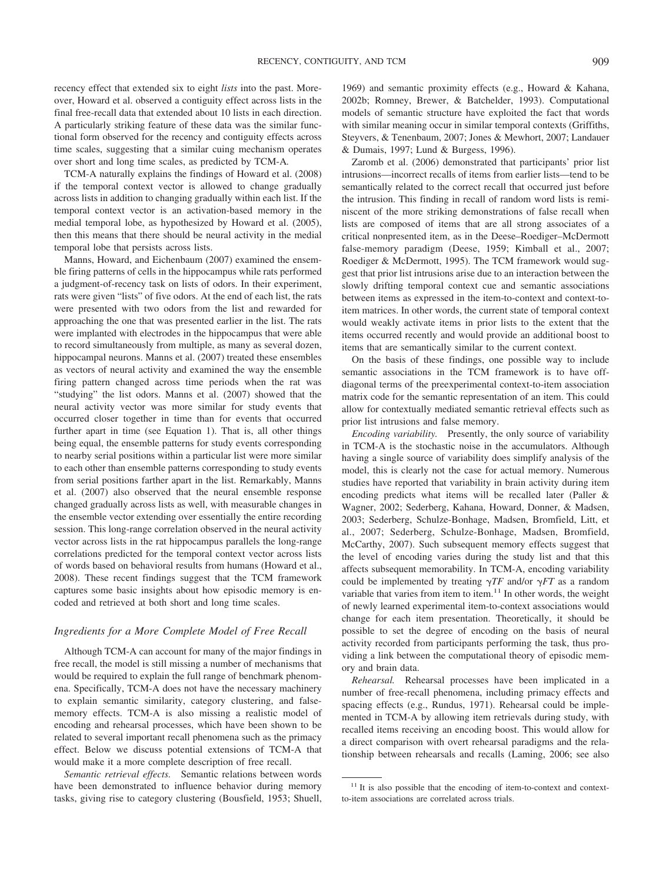recency effect that extended six to eight *lists* into the past. Moreover, Howard et al. observed a contiguity effect across lists in the final free-recall data that extended about 10 lists in each direction. A particularly striking feature of these data was the similar functional form observed for the recency and contiguity effects across time scales, suggesting that a similar cuing mechanism operates over short and long time scales, as predicted by TCM-A.

TCM-A naturally explains the findings of Howard et al. (2008) if the temporal context vector is allowed to change gradually across lists in addition to changing gradually within each list. If the temporal context vector is an activation-based memory in the medial temporal lobe, as hypothesized by Howard et al. (2005), then this means that there should be neural activity in the medial temporal lobe that persists across lists.

Manns, Howard, and Eichenbaum (2007) examined the ensemble firing patterns of cells in the hippocampus while rats performed a judgment-of-recency task on lists of odors. In their experiment, rats were given "lists" of five odors. At the end of each list, the rats were presented with two odors from the list and rewarded for approaching the one that was presented earlier in the list. The rats were implanted with electrodes in the hippocampus that were able to record simultaneously from multiple, as many as several dozen, hippocampal neurons. Manns et al. (2007) treated these ensembles as vectors of neural activity and examined the way the ensemble firing pattern changed across time periods when the rat was "studying" the list odors. Manns et al. (2007) showed that the neural activity vector was more similar for study events that occurred closer together in time than for events that occurred further apart in time (see Equation 1). That is, all other things being equal, the ensemble patterns for study events corresponding to nearby serial positions within a particular list were more similar to each other than ensemble patterns corresponding to study events from serial positions farther apart in the list. Remarkably, Manns et al. (2007) also observed that the neural ensemble response changed gradually across lists as well, with measurable changes in the ensemble vector extending over essentially the entire recording session. This long-range correlation observed in the neural activity vector across lists in the rat hippocampus parallels the long-range correlations predicted for the temporal context vector across lists of words based on behavioral results from humans (Howard et al., 2008). These recent findings suggest that the TCM framework captures some basic insights about how episodic memory is encoded and retrieved at both short and long time scales.

### Ingredients for a More Complete Model of Free Recall

Although TCM-A can account for many of the major findings in free recall, the model is still missing a number of mechanisms that would be required to explain the full range of benchmark phenomena. Specifically, TCM-A does not have the necessary machinery to explain semantic similarity, category clustering, and false-memory effects. TCM-A is also missing a realistic model of encoding and rehearsal processes, which have been shown to be related to several important recall phenomena such as the primacy effect. Below we discuss potential extensions of TCM-A that would make it a more complete description of free recall.

*Semantic retrieval effects.* Semantic relations between words have been demonstrated to influence behavior during memory tasks, giving rise to category clustering (Bousfield, 1953; Shuell, 1969) and semantic proximity effects (e.g., Howard & Kahana, 2002b; Romney, Brewer, & Batchelder, 1993). Computational models of semantic structure have exploited the fact that words with similar meaning occur in similar temporal contexts (Griffiths, Steyvers, & Tenenbaum, 2007; Jones & Mewhort, 2007; Landauer & Dumais, 1997; Lund & Burgess, 1996).

Zaromb et al. (2006) demonstrated that participants' prior list intrusions—incorrect recalls of items from earlier lists—tend to be semantically related to the correct recall that occurred just before the intrusion. This finding in recall of random word lists is reminiscent of the more striking demonstrations of false recall when lists are composed of items that are all strong associates of a critical nonpresented item, as in the Deese–Roediger–McDermott false-memory paradigm (Deese, 1959; Kimball et al., 2007; Roediger & McDermott, 1995). The TCM framework would suggest that prior list intrusions arise due to an interaction between the slowly drifting temporal context cue and semantic associations between items as expressed in the item-to-context and context-to-item matrices. In other words, the current state of temporal context would weakly activate items in prior lists to the extent that the items occurred recently and would provide an additional boost to items that are semantically similar to the current context.

On the basis of these findings, one possible way to include semantic associations in the TCM framework is to have off-diagonal terms of the preexperimental context-to-item association matrix code for the semantic representation of an item. This could allow for contextually mediated semantic retrieval effects such as prior list intrusions and false memory.

*Encoding variability.* Presently, the only source of variability in TCM-A is the stochastic noise in the accumulators. Although having a single source of variability does simplify analysis of the model, this is clearly not the case for actual memory. Numerous studies have reported that variability in brain activity during item encoding predicts what items will be recalled later (Paller & Wagner, 2002; Sederberg, Kahana, Howard, Donner, & Madsen, 2003; Sederberg, Schulze-Bonhage, Madsen, Bromfield, Litt, et al., 2007; Sederberg, Schulze-Bonhage, Madsen, Bromfield, McCarthy, 2007). Such subsequent memory effects suggest that the level of encoding varies during the study list and that this affects subsequent memorability. In TCM-A, encoding variability could be implemented by treating $\gamma TF$ and/or $\gamma FT$ as a random variable that varies from item to item.[11] In other words, the weight of newly learned experimental item-to-context associations would change for each item presentation. Theoretically, it should be possible to set the degree of encoding on the basis of neural activity recorded from participants performing the task, thus providing a link between the computational theory of episodic memory and brain data.

*Rehearsal.* Rehearsal processes have been implicated in a number of free-recall phenomena, including primacy effects and spacing effects (e.g., Rundus, 1971). Rehearsal could be implemented in TCM-A by allowing item retrievals during study, with recalled items receiving an encoding boost. This would allow for a direct comparison with overt rehearsal paradigms and the relationship between rehearsals and recalls (Laming, 2006; see also

[11] It is also possible that the encoding of item-to-context and context-to-item associations are correlated across trials.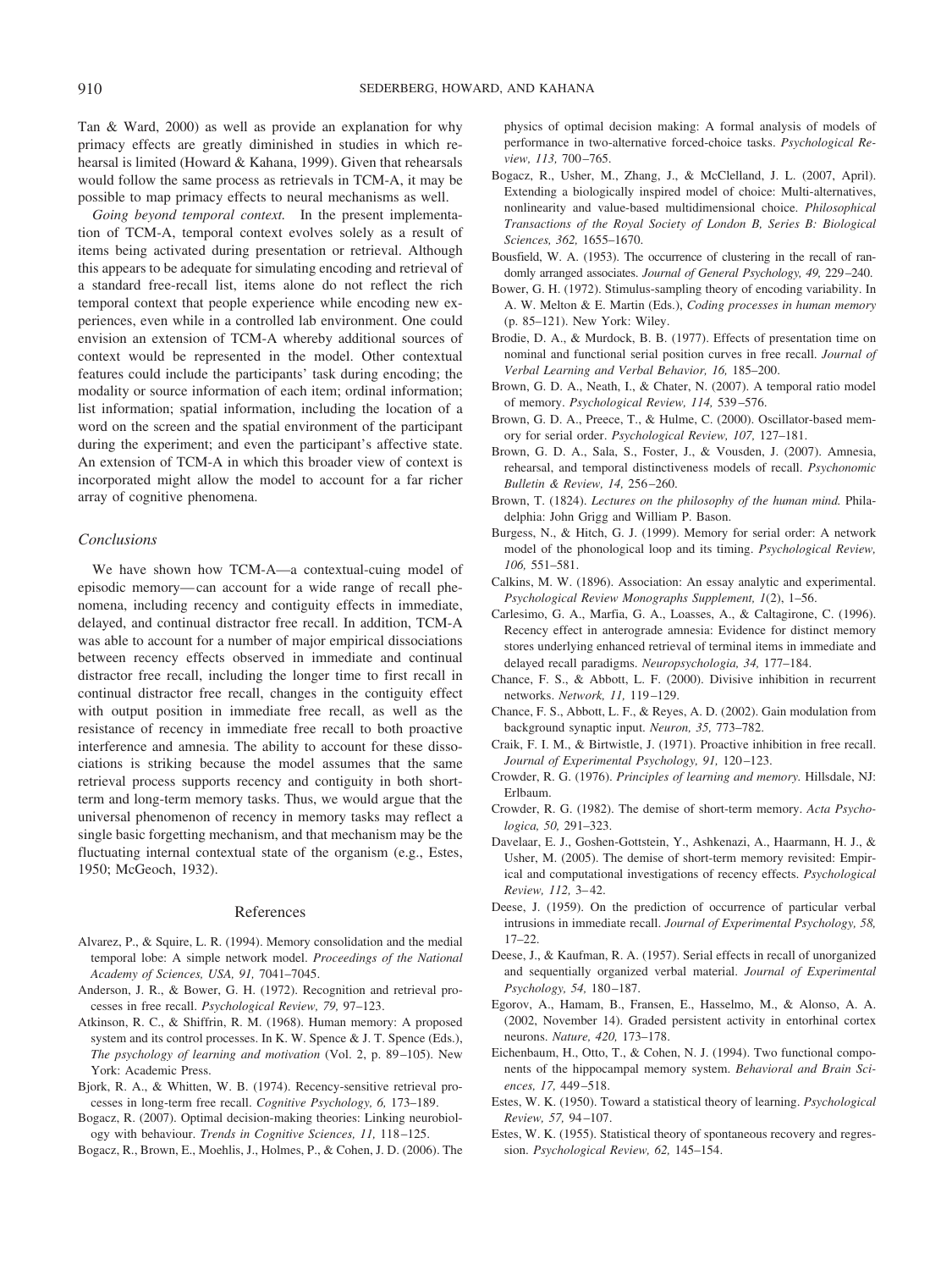Tan & Ward, 2000) as well as provide an explanation for why primacy effects are greatly diminished in studies in which rehearsal is limited (Howard & Kahana, 1999). Given that rehearsals would follow the same process as retrievals in TCM-A, it may be possible to map primacy effects to neural mechanisms as well.

*Going beyond temporal context.* In the present implementation of TCM-A, temporal context evolves solely as a result of items being activated during presentation or retrieval. Although this appears to be adequate for simulating encoding and retrieval of a standard free-recall list, items alone do not reflect the rich temporal context that people experience while encoding new experiences, even while in a controlled lab environment. One could envision an extension of TCM-A whereby additional sources of context would be represented in the model. Other contextual features could include the participants' task during encoding; the modality or source information of each item; ordinal information; list information; spatial information, including the location of a word on the screen and the spatial environment of the participant during the experiment; and even the participant's affective state. An extension of TCM-A in which this broader view of context is incorporated might allow the model to account for a far richer array of cognitive phenomena.

### Conclusions

We have shown how TCM-A—a contextual-cuing model of episodic memory—can account for a wide range of recall phenomena, including recency and contiguity effects in immediate, delayed, and continual distractor free recall. In addition, TCM-A was able to account for a number of major empirical dissociations between recency effects observed in immediate and continual distractor free recall, including the longer time to first recall in continual distractor free recall, changes in the contiguity effect with output position in immediate free recall, as well as the resistance of recency in immediate free recall to both proactive interference and amnesia. The ability to account for these dissociations is striking because the model assumes that the same retrieval process supports recency and contiguity in both short-term and long-term memory tasks. Thus, we would argue that the universal phenomenon of recency in memory tasks may reflect a single basic forgetting mechanism, and that mechanism may be the fluctuating internal contextual state of the organism (e.g., Estes, 1950; McGeoch, 1932).

## References

Alvarez, P., & Squire, L. R. (1994). Memory consolidation and the medial temporal lobe: A simple network model. *Proceedings of the National Academy of Sciences, USA, 91,* 7041–7045.

Anderson, J. R., & Bower, G. H. (1972). Recognition and retrieval processes in free recall. *Psychological Review, 79,* 97–123.

Atkinson, R. C., & Shiffrin, R. M. (1968). Human memory: A proposed system and its control processes. In K. W. Spence & J. T. Spence (Eds.), *The psychology of learning and motivation* (Vol. 2, p. 89–105). New York: Academic Press.

Bjork, R. A., & Whitten, W. B. (1974). Recency-sensitive retrieval processes in long-term free recall. *Cognitive Psychology, 6,* 173–189.

Bogacz, R. (2007). Optimal decision-making theories: Linking neurobiology with behaviour. *Trends in Cognitive Sciences, 11,* 118–125.

Bogacz, R., Brown, E., Moehlis, J., Holmes, P., & Cohen, J. D. (2006). The physics of optimal decision making: A formal analysis of models of performance in two-alternative forced-choice tasks. *Psychological Review, 113,* 700–765.

Bogacz, R., Usher, M., Zhang, J., & McClelland, J. L. (2007, April). Extending a biologically inspired model of choice: Multi-alternatives, nonlinearity and value-based multidimensional choice. *Philosophical Transactions of the Royal Society of London B, Series B: Biological Sciences, 362,* 1655–1670.

Bousfield, W. A. (1953). The occurrence of clustering in the recall of randomly arranged associates. *Journal of General Psychology, 49,* 229–240.

Bower, G. H. (1972). Stimulus-sampling theory of encoding variability. In A. W. Melton & E. Martin (Eds.), *Coding processes in human memory* (p. 85–121). New York: Wiley.

Brodie, D. A., & Murdock, B. B. (1977). Effects of presentation time on nominal and functional serial position curves in free recall. *Journal of Verbal Learning and Verbal Behavior, 16,* 185–200.

Brown, G. D. A., Neath, I., & Chater, N. (2007). A temporal ratio model of memory. *Psychological Review, 114,* 539–576.

Brown, G. D. A., Preece, T., & Hulme, C. (2000). Oscillator-based memory for serial order. *Psychological Review, 107,* 127–181.

Brown, G. D. A., Sala, S., Foster, J., & Vousden, J. (2007). Amnesia, rehearsal, and temporal distinctiveness models of recall. *Psychonomic Bulletin & Review, 14,* 256–260.

Brown, T. (1824). *Lectures on the philosophy of the human mind.* Philadelphia: John Grigg and William P. Bason.

Burgess, N., & Hitch, G. J. (1999). Memory for serial order: A network model of the phonological loop and its timing. *Psychological Review, 106,* 551–581.

Calkins, M. W. (1896). Association: An essay analytic and experimental. *Psychological Review Monographs Supplement, 1*(2), 1–56.

Carlesimo, G. A., Marfia, G. A., Loasses, A., & Caltagirone, C. (1996). Recency effect in anterograde amnesia: Evidence for distinct memory stores underlying enhanced retrieval of terminal items in immediate and delayed recall paradigms. *Neuropsychologia, 34,* 177–184.

Chance, F. S., & Abbott, L. F. (2000). Divisive inhibition in recurrent networks. *Network, 11,* 119–129.

Chance, F. S., Abbott, L. F., & Reyes, A. D. (2002). Gain modulation from background synaptic input. *Neuron, 35,* 773–782.

Craik, F. I. M., & Birtwistle, J. (1971). Proactive inhibition in free recall. *Journal of Experimental Psychology, 91,* 120–123.

Crowder, R. G. (1976). *Principles of learning and memory.* Hillsdale, NJ: Erlbaum.

Crowder, R. G. (1982). The demise of short-term memory. *Acta Psychologica, 50,* 291–323.

Davelaar, E. J., Goshen-Gottstein, Y., Ashkenazi, A., Haarmann, H. J., & Usher, M. (2005). The demise of short-term memory revisited: Empirical and computational investigations of recency effects. *Psychological Review, 112,* 3–42.

Deese, J. (1959). On the prediction of occurrence of particular verbal intrusions in immediate recall. *Journal of Experimental Psychology, 58,* 17–22.

Deese, J., & Kaufman, R. A. (1957). Serial effects in recall of unorganized and sequentially organized verbal material. *Journal of Experimental Psychology, 54,* 180–187.

Egorov, A., Hamam, B., Fransen, E., Hasselmo, M., & Alonso, A. A. (2002, November 14). Graded persistent activity in entorhinal cortex neurons. *Nature, 420,* 173–178.

Eichenbaum, H., Otto, T., & Cohen, N. J. (1994). Two functional components of the hippocampal memory system. *Behavioral and Brain Sciences, 17,* 449–518.

Estes, W. K. (1950). Toward a statistical theory of learning. *Psychological Review, 57,* 94–107.

Estes, W. K. (1955). Statistical theory of spontaneous recovery and regression. *Psychological Review, 62,* 145–154.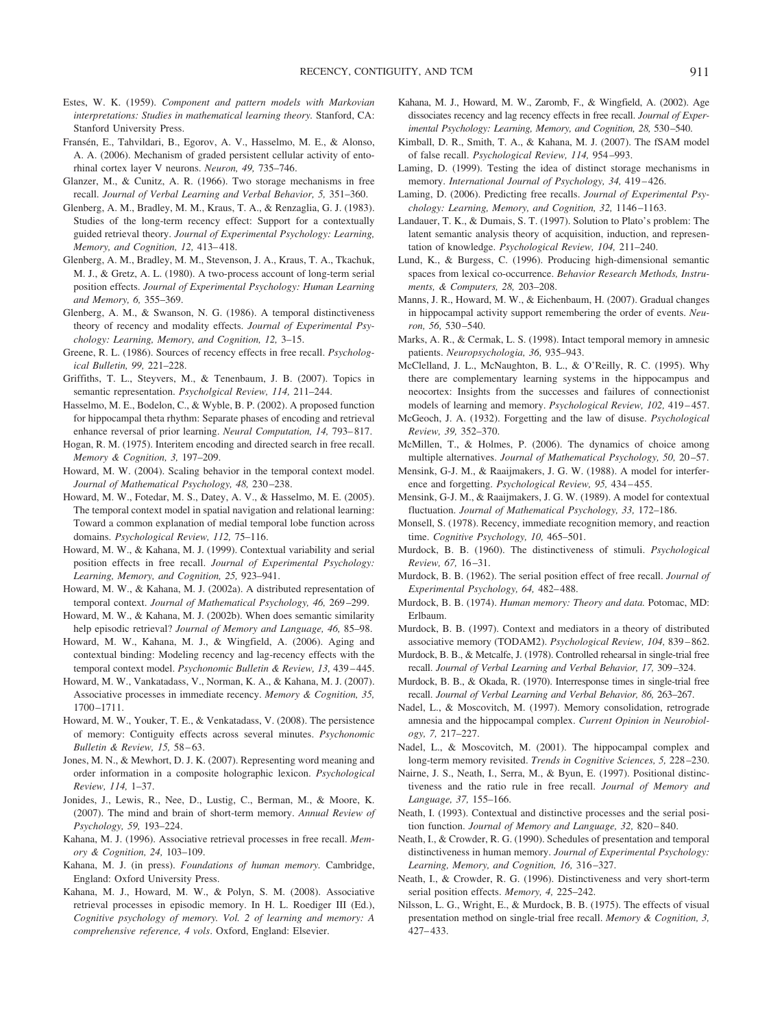Estes, W. K. (1959). *Component and pattern models with Markovian interpretations: Studies in mathematical learning theory.* Stanford, CA: Stanford University Press.

Fransén, E., Tahvildari, B., Egorov, A. V., Hasselmo, M. E., & Alonso, A. A. (2006). Mechanism of graded persistent cellular activity of entorhinal cortex layer V neurons. *Neuron, 49,* 735–746.

Glanzer, M., & Cunitz, A. R. (1966). Two storage mechanisms in free recall. *Journal of Verbal Learning and Verbal Behavior, 5,* 351–360.

Glenberg, A. M., Bradley, M. M., Kraus, T. A., & Renzaglia, G. J. (1983). Studies of the long-term recency effect: Support for a contextually guided retrieval theory. *Journal of Experimental Psychology: Learning, Memory, and Cognition, 12,* 413–418.

Glenberg, A. M., Bradley, M. M., Stevenson, J. A., Kraus, T. A., Tkachuk, M. J., & Gretz, A. L. (1980). A two-process account of long-term serial position effects. *Journal of Experimental Psychology: Human Learning and Memory, 6,* 355–369.

Glenberg, A. M., & Swanson, N. G. (1986). A temporal distinctiveness theory of recency and modality effects. *Journal of Experimental Psychology: Learning, Memory, and Cognition, 12,* 3–15.

Greene, R. L. (1986). Sources of recency effects in free recall. *Psychological Bulletin, 99,* 221–228.

Griffiths, T. L., Steyvers, M., & Tenenbaum, J. B. (2007). Topics in semantic representation. *Psycholgical Review, 114,* 211–244.

Hasselmo, M. E., Bodelon, C., & Wyble, B. P. (2002). A proposed function for hippocampal theta rhythm: Separate phases of encoding and retrieval enhance reversal of prior learning. *Neural Computation, 14,* 793–817.

Hogan, R. M. (1975). Interitem encoding and directed search in free recall. *Memory & Cognition, 3,* 197–209.

Howard, M. W. (2004). Scaling behavior in the temporal context model. *Journal of Mathematical Psychology, 48,* 230–238.

Howard, M. W., Fotedar, M. S., Datey, A. V., & Hasselmo, M. E. (2005). The temporal context model in spatial navigation and relational learning: Toward a common explanation of medial temporal lobe function across domains. *Psychological Review, 112,* 75–116.

Howard, M. W., & Kahana, M. J. (1999). Contextual variability and serial position effects in free recall. *Journal of Experimental Psychology: Learning, Memory, and Cognition, 25,* 923–941.

Howard, M. W., & Kahana, M. J. (2002a). A distributed representation of temporal context. *Journal of Mathematical Psychology, 46,* 269–299.

Howard, M. W., & Kahana, M. J. (2002b). When does semantic similarity help episodic retrieval? *Journal of Memory and Language, 46,* 85–98.

Howard, M. W., Kahana, M. J., & Wingfield, A. (2006). Aging and contextual binding: Modeling recency and lag-recency effects with the temporal context model. *Psychonomic Bulletin & Review, 13,* 439–445.

Howard, M. W., Vankatadass, V., Norman, K. A., & Kahana, M. J. (2007). Associative processes in immediate recency. *Memory & Cognition, 35,* 1700–1711.

Howard, M. W., Youker, T. E., & Venkatadass, V. (2008). The persistence of memory: Contiguity effects across several minutes. *Psychonomic Bulletin & Review, 15,* 58–63.

Jones, M. N., & Mewhort, D. J. K. (2007). Representing word meaning and order information in a composite holographic lexicon. *Psychological Review, 114,* 1–37.

Jonides, J., Lewis, R., Nee, D., Lustig, C., Berman, M., & Moore, K. (2007). The mind and brain of short-term memory. *Annual Review of Psychology, 59,* 193–224.

Kahana, M. J. (1996). Associative retrieval processes in free recall. *Memory & Cognition, 24,* 103–109.

Kahana, M. J. (in press). *Foundations of human memory.* Cambridge, England: Oxford University Press.

Kahana, M. J., Howard, M. W., & Polyn, S. M. (2008). Associative retrieval processes in episodic memory. In H. L. Roediger III (Ed.), *Cognitive psychology of memory. Vol. 2 of learning and memory: A comprehensive reference, 4 vols*. Oxford, England: Elsevier.

Kahana, M. J., Howard, M. W., Zaromb, F., & Wingfield, A. (2002). Age dissociates recency and lag recency effects in free recall. *Journal of Experimental Psychology: Learning, Memory, and Cognition, 28,* 530–540.

Kimball, D. R., Smith, T. A., & Kahana, M. J. (2007). The fSAM model of false recall. *Psychological Review, 114,* 954–993.

Laming, D. (1999). Testing the idea of distinct storage mechanisms in memory. *International Journal of Psychology, 34,* 419–426.

Laming, D. (2006). Predicting free recalls. *Journal of Experimental Psychology: Learning, Memory, and Cognition, 32,* 1146–1163.

Landauer, T. K., & Dumais, S. T. (1997). Solution to Plato's problem: The latent semantic analysis theory of acquisition, induction, and representation of knowledge. *Psychological Review, 104,* 211–240.

Lund, K., & Burgess, C. (1996). Producing high-dimensional semantic spaces from lexical co-occurrence. *Behavior Research Methods, Instruments, & Computers, 28,* 203–208.

Manns, J. R., Howard, M. W., & Eichenbaum, H. (2007). Gradual changes in hippocampal activity support remembering the order of events. *Neuron, 56,* 530–540.

Marks, A. R., & Cermak, L. S. (1998). Intact temporal memory in amnesic patients. *Neuropsychologia, 36,* 935–943.

McClelland, J. L., McNaughton, B. L., & O'Reilly, R. C. (1995). Why there are complementary learning systems in the hippocampus and neocortex: Insights from the successes and failures of connectionist models of learning and memory. *Psychological Review, 102,* 419–457.

McGeoch, J. A. (1932). Forgetting and the law of disuse. *Psychological Review, 39,* 352–370.

McMillen, T., & Holmes, P. (2006). The dynamics of choice among multiple alternatives. *Journal of Mathematical Psychology, 50,* 20–57.

Mensink, G-J. M., & Raaijmakers, J. G. W. (1988). A model for interference and forgetting. *Psychological Review, 95,* 434–455.

Mensink, G-J. M., & Raaijmakers, J. G. W. (1989). A model for contextual fluctuation. *Journal of Mathematical Psychology, 33,* 172–186.

Monsell, S. (1978). Recency, immediate recognition memory, and reaction time. *Cognitive Psychology, 10,* 465–501.

Murdock, B. B. (1960). The distinctiveness of stimuli. *Psychological Review, 67,* 16–31.

Murdock, B. B. (1962). The serial position effect of free recall. *Journal of Experimental Psychology, 64,* 482–488.

Murdock, B. B. (1974). *Human memory: Theory and data.* Potomac, MD: Erlbaum.

Murdock, B. B. (1997). Context and mediators in a theory of distributed associative memory (TODAM2). *Psychological Review, 104,* 839–862.

Murdock, B. B., & Metcalfe, J. (1978). Controlled rehearsal in single-trial free recall. *Journal of Verbal Learning and Verbal Behavior, 17,* 309–324.

Murdock, B. B., & Okada, R. (1970). Interresponse times in single-trial free recall. *Journal of Verbal Learning and Verbal Behavior, 86,* 263–267.

Nadel, L., & Moscovitch, M. (1997). Memory consolidation, retrograde amnesia and the hippocampal complex. *Current Opinion in Neurobiology, 7,* 217–227.

Nadel, L., & Moscovitch, M. (2001). The hippocampal complex and long-term memory revisited. *Trends in Cognitive Sciences, 5,* 228–230.

Nairne, J. S., Neath, I., Serra, M., & Byun, E. (1997). Positional distinctiveness and the ratio rule in free recall. *Journal of Memory and Language, 37,* 155–166.

Neath, I. (1993). Contextual and distinctive processes and the serial position function. *Journal of Memory and Language, 32,* 820–840.

Neath, I., & Crowder, R. G. (1990). Schedules of presentation and temporal distinctiveness in human memory. *Journal of Experimental Psychology: Learning, Memory, and Cognition, 16,* 316–327.

Neath, I., & Crowder, R. G. (1996). Distinctiveness and very short-term serial position effects. *Memory, 4,* 225–242.

Nilsson, L. G., Wright, E., & Murdock, B. B. (1975). The effects of visual presentation method on single-trial free recall. *Memory & Cognition, 3,* 427–433.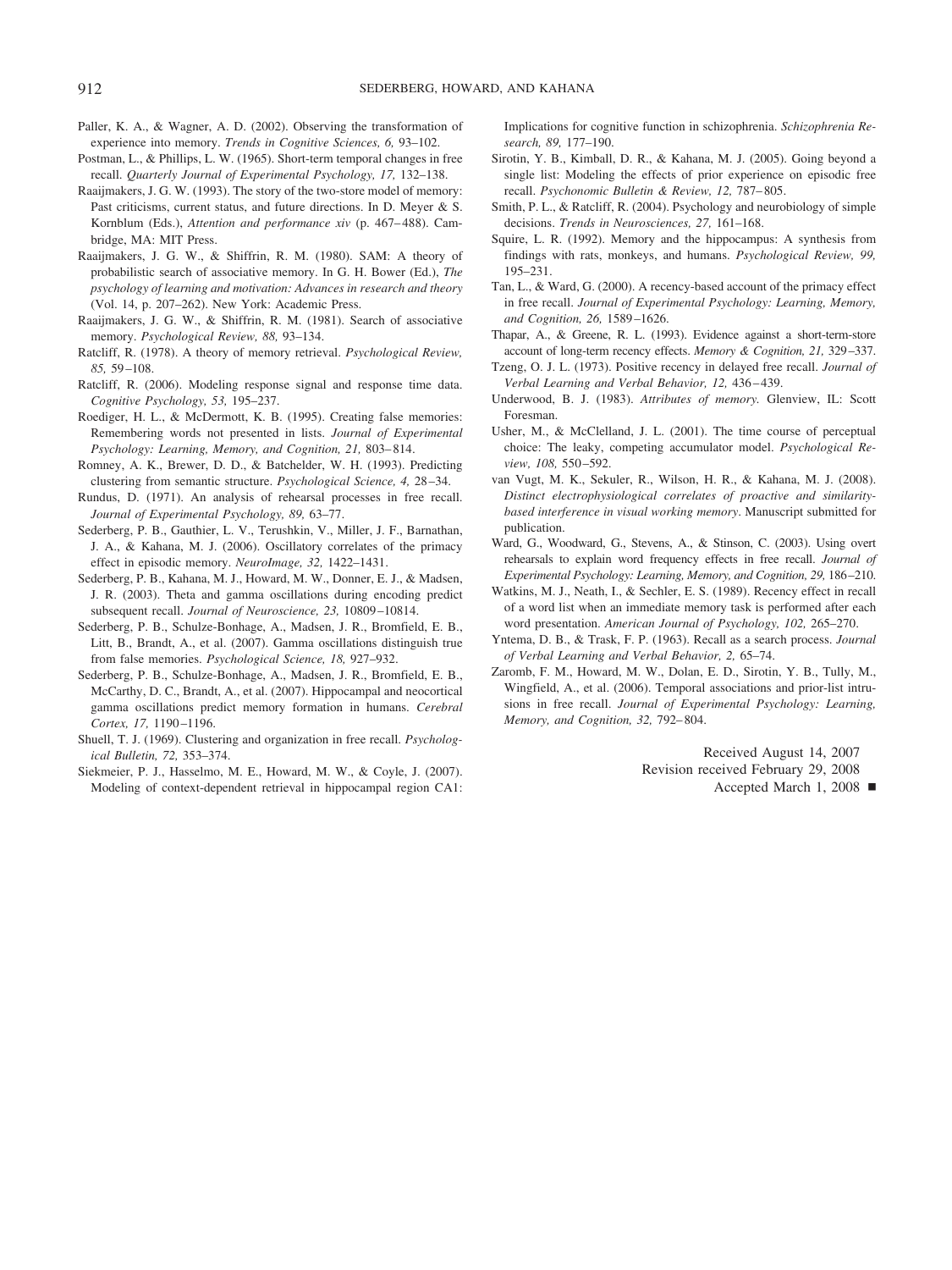Paller, K. A., & Wagner, A. D. (2002). Observing the transformation of experience into memory. *Trends in Cognitive Sciences, 6,* 93–102.

Postman, L., & Phillips, L. W. (1965). Short-term temporal changes in free recall. *Quarterly Journal of Experimental Psychology, 17,* 132–138.

Raaijmakers, J. G. W. (1993). The story of the two-store model of memory: Past criticisms, current status, and future directions. In D. Meyer & S. Kornblum (Eds.), *Attention and performance xiv* (p. 467–488). Cambridge, MA: MIT Press.

Raaijmakers, J. G. W., & Shiffrin, R. M. (1980). SAM: A theory of probabilistic search of associative memory. In G. H. Bower (Ed.), *The psychology of learning and motivation: Advances in research and theory* (Vol. 14, p. 207–262). New York: Academic Press.

Raaijmakers, J. G. W., & Shiffrin, R. M. (1981). Search of associative memory. *Psychological Review, 88,* 93–134.

Ratcliff, R. (1978). A theory of memory retrieval. *Psychological Review, 85,* 59–108.

Ratcliff, R. (2006). Modeling response signal and response time data. *Cognitive Psychology, 53,* 195–237.

Roediger, H. L., & McDermott, K. B. (1995). Creating false memories: Remembering words not presented in lists. *Journal of Experimental Psychology: Learning, Memory, and Cognition, 21,* 803–814.

Romney, A. K., Brewer, D. D., & Batchelder, W. H. (1993). Predicting clustering from semantic structure. *Psychological Science, 4,* 28–34.

Rundus, D. (1971). An analysis of rehearsal processes in free recall. *Journal of Experimental Psychology, 89,* 63–77.

Sederberg, P. B., Gauthier, L. V., Terushkin, V., Miller, J. F., Barnathan, J. A., & Kahana, M. J. (2006). Oscillatory correlates of the primacy effect in episodic memory. *NeuroImage, 32,* 1422–1431.

Sederberg, P. B., Kahana, M. J., Howard, M. W., Donner, E. J., & Madsen, J. R. (2003). Theta and gamma oscillations during encoding predict subsequent recall. *Journal of Neuroscience, 23,* 10809–10814.

Sederberg, P. B., Schulze-Bonhage, A., Madsen, J. R., Bromfield, E. B., Litt, B., Brandt, A., et al. (2007). Gamma oscillations distinguish true from false memories. *Psychological Science, 18,* 927–932.

Sederberg, P. B., Schulze-Bonhage, A., Madsen, J. R., Bromfield, E. B., McCarthy, D. C., Brandt, A., et al. (2007). Hippocampal and neocortical gamma oscillations predict memory formation in humans. *Cerebral Cortex, 17,* 1190–1196.

Shuell, T. J. (1969). Clustering and organization in free recall. *Psychological Bulletin, 72,* 353–374.

Siekmeier, P. J., Hasselmo, M. E., Howard, M. W., & Coyle, J. (2007). Modeling of context-dependent retrieval in hippocampal region CA1: Implications for cognitive function in schizophrenia. *Schizophrenia Research, 89,* 177–190.

Sirotin, Y. B., Kimball, D. R., & Kahana, M. J. (2005). Going beyond a single list: Modeling the effects of prior experience on episodic free recall. *Psychonomic Bulletin & Review, 12,* 787–805.

Smith, P. L., & Ratcliff, R. (2004). Psychology and neurobiology of simple decisions. *Trends in Neurosciences, 27,* 161–168.

Squire, L. R. (1992). Memory and the hippocampus: A synthesis from findings with rats, monkeys, and humans. *Psychological Review, 99,* 195–231.

Tan, L., & Ward, G. (2000). A recency-based account of the primacy effect in free recall. *Journal of Experimental Psychology: Learning, Memory, and Cognition, 26,* 1589–1626.

Thapar, A., & Greene, R. L. (1993). Evidence against a short-term-store account of long-term recency effects. *Memory & Cognition, 21,* 329–337.

Tzeng, O. J. L. (1973). Positive recency in delayed free recall. *Journal of Verbal Learning and Verbal Behavior, 12,* 436–439.

Underwood, B. J. (1983). *Attributes of memory.* Glenview, IL: Scott Foresman.

Usher, M., & McClelland, J. L. (2001). The time course of perceptual choice: The leaky, competing accumulator model. *Psychological Review, 108,* 550–592.

van Vugt, M. K., Sekuler, R., Wilson, H. R., & Kahana, M. J. (2008). *Distinct electrophysiological correlates of proactive and similarity-based interference in visual working memory*. Manuscript submitted for publication.

Ward, G., Woodward, G., Stevens, A., & Stinson, C. (2003). Using overt rehearsals to explain word frequency effects in free recall. *Journal of Experimental Psychology: Learning, Memory, and Cognition, 29,* 186–210.

Watkins, M. J., Neath, I., & Sechler, E. S. (1989). Recency effect in recall of a word list when an immediate memory task is performed after each word presentation. *American Journal of Psychology, 102,* 265–270.

Yntema, D. B., & Trask, F. P. (1963). Recall as a search process. *Journal of Verbal Learning and Verbal Behavior, 2,* 65–74.

Zaromb, F. M., Howard, M. W., Dolan, E. D., Sirotin, Y. B., Tully, M., Wingfield, A., et al. (2006). Temporal associations and prior-list intrusions in free recall. *Journal of Experimental Psychology: Learning, Memory, and Cognition, 32,* 792–804.

Received August 14, 2007
Revision received February 29, 2008
Accepted March 1, 2008 ■